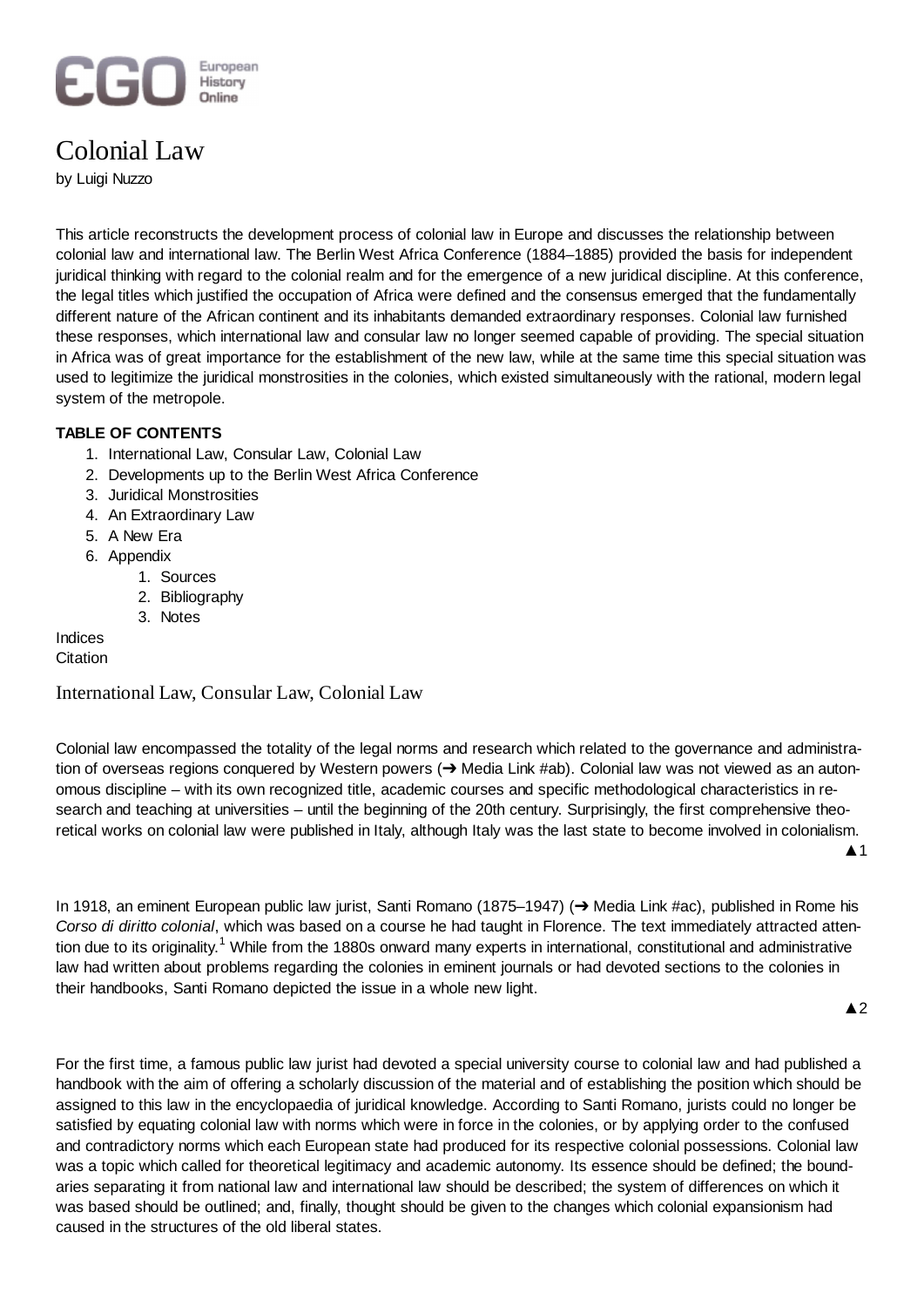# Colonial Law

by Luigi Nuzzo

This article reconstructs the development process of colonial law in Europe and discusses the relationship between colonial law and international law. The Berlin West Africa Conference (1884–1885) provided the basis for independent juridical thinking with regard to the colonial realm and for the emergence of a new juridical discipline. At this conference, the legal titles which justified the occupation of Africa were defined and the consensus emerged that the fundamentally different nature of the African continent and its inhabitants demanded extraordinary responses. Colonial law furnished these responses, which international law and consular law no longer seemed capable of providing. The special situation in Africa was of great importance for the establishment of the new law, while at the same time this special situation was used to legitimize the juridical monstrosities in the colonies, which existed simultaneously with the rational, modern legal system of the metropole.

**TABLE OF CONTENTS**

1. International Law, Consular Law, Colonial Law
2. Developments up to the Berlin West Africa Conference
3. Juridical Monstrosities
4. An Extraordinary Law
5. A New Era
6. Appendix
   1. Sources
   2. Bibliography
   3. Notes

Indices
Citation

## International Law, Consular Law, Colonial Law

Colonial law encompassed the totality of the legal norms and research which related to the governance and administration of overseas regions conquered by Western powers (➔ Media Link #ab). Colonial law was not viewed as an autonomous discipline – with its own recognized title, academic courses and specific methodological characteristics in research and teaching at universities – until the beginning of the 20th century. Surprisingly, the first comprehensive theoretical works on colonial law were published in Italy, although Italy was the last state to become involved in colonialism.

▲1

In 1918, an eminent European public law jurist, Santi Romano (1875–1947) (➔ Media Link #ac), published in Rome his *Corso di diritto colonial*, which was based on a course he had taught in Florence. The text immediately attracted attention due to its originality.[1] While from the 1880s onward many experts in international, constitutional and administrative law had written about problems regarding the colonies in eminent journals or had devoted sections to the colonies in their handbooks, Santi Romano depicted the issue in a whole new light.

▲2

For the first time, a famous public law jurist had devoted a special university course to colonial law and had published a handbook with the aim of offering a scholarly discussion of the material and of establishing the position which should be assigned to this law in the encyclopaedia of juridical knowledge. According to Santi Romano, jurists could no longer be satisfied by equating colonial law with norms which were in force in the colonies, or by applying order to the confused and contradictory norms which each European state had produced for its respective colonial possessions. Colonial law was a topic which called for theoretical legitimacy and academic autonomy. Its essence should be defined; the boundaries separating it from national law and international law should be described; the system of differences on which it was based should be outlined; and, finally, thought should be given to the changes which colonial expansionism had caused in the structures of the old liberal states.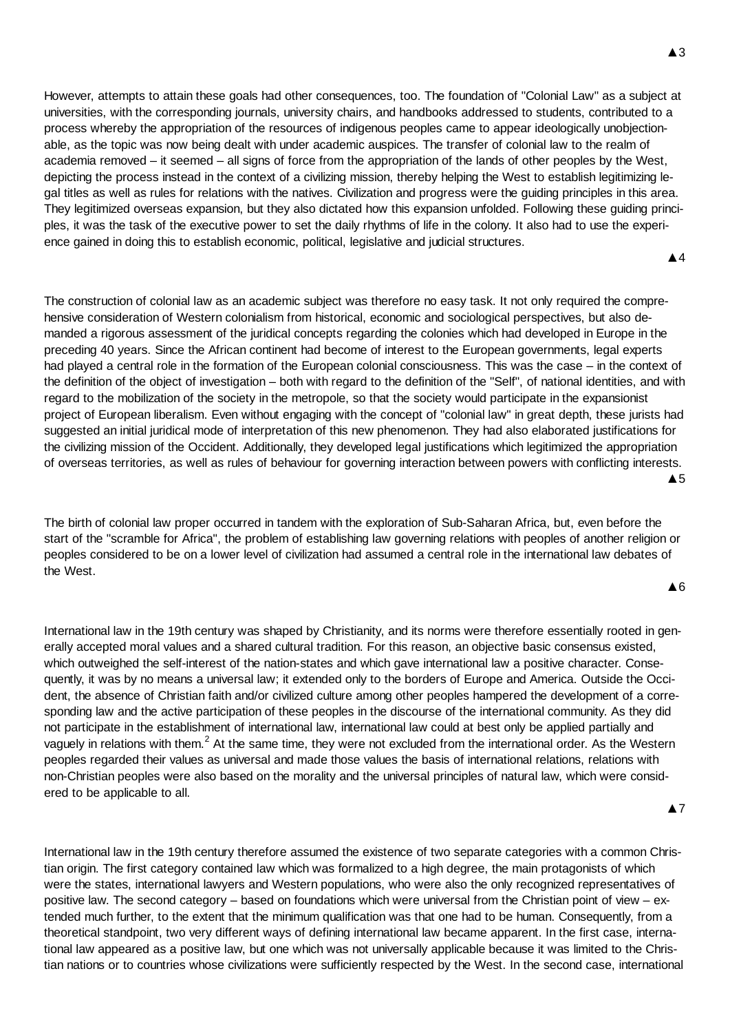However, attempts to attain these goals had other consequences, too. The foundation of "Colonial Law" as a subject at universities, with the corresponding journals, university chairs, and handbooks addressed to students, contributed to a process whereby the appropriation of the resources of indigenous peoples came to appear ideologically unobjectionable, as the topic was now being dealt with under academic auspices. The transfer of colonial law to the realm of academia removed – it seemed – all signs of force from the appropriation of the lands of other peoples by the West, depicting the process instead in the context of a civilizing mission, thereby helping the West to establish legitimizing legal titles as well as rules for relations with the natives. Civilization and progress were the guiding principles in this area. They legitimized overseas expansion, but they also dictated how this expansion unfolded. Following these guiding principles, it was the task of the executive power to set the daily rhythms of life in the colony. It also had to use the experience gained in doing this to establish economic, political, legislative and judicial structures.

The construction of colonial law as an academic subject was therefore no easy task. It not only required the comprehensive consideration of Western colonialism from historical, economic and sociological perspectives, but also demanded a rigorous assessment of the juridical concepts regarding the colonies which had developed in Europe in the preceding 40 years. Since the African continent had become of interest to the European governments, legal experts had played a central role in the formation of the European colonial consciousness. This was the case – in the context of the definition of the object of investigation – both with regard to the definition of the "Self", of national identities, and with regard to the mobilization of the society in the metropole, so that the society would participate in the expansionist project of European liberalism. Even without engaging with the concept of "colonial law" in great depth, these jurists had suggested an initial juridical mode of interpretation of this new phenomenon. They had also elaborated justifications for the civilizing mission of the Occident. Additionally, they developed legal justifications which legitimized the appropriation of overseas territories, as well as rules of behaviour for governing interaction between powers with conflicting interests.

The birth of colonial law proper occurred in tandem with the exploration of Sub-Saharan Africa, but, even before the start of the "scramble for Africa", the problem of establishing law governing relations with peoples of another religion or peoples considered to be on a lower level of civilization had assumed a central role in the international law debates of the West.

International law in the 19th century was shaped by Christianity, and its norms were therefore essentially rooted in generally accepted moral values and a shared cultural tradition. For this reason, an objective basic consensus existed, which outweighed the self-interest of the nation-states and which gave international law a positive character. Consequently, it was by no means a universal law; it extended only to the borders of Europe and America. Outside the Occident, the absence of Christian faith and/or civilized culture among other peoples hampered the development of a corresponding law and the active participation of these peoples in the discourse of the international community. As they did not participate in the establishment of international law, international law could at best only be applied partially and vaguely in relations with them.[2] At the same time, they were not excluded from the international order. As the Western peoples regarded their values as universal and made those values the basis of international relations, relations with non-Christian peoples were also based on the morality and the universal principles of natural law, which were considered to be applicable to all.

International law in the 19th century therefore assumed the existence of two separate categories with a common Christian origin. The first category contained law which was formalized to a high degree, the main protagonists of which were the states, international lawyers and Western populations, who were also the only recognized representatives of positive law. The second category – based on foundations which were universal from the Christian point of view – extended much further, to the extent that the minimum qualification was that one had to be human. Consequently, from a theoretical standpoint, two very different ways of defining international law became apparent. In the first case, international law appeared as a positive law, but one which was not universally applicable because it was limited to the Christian nations or to countries whose civilizations were sufficiently respected by the West. In the second case, international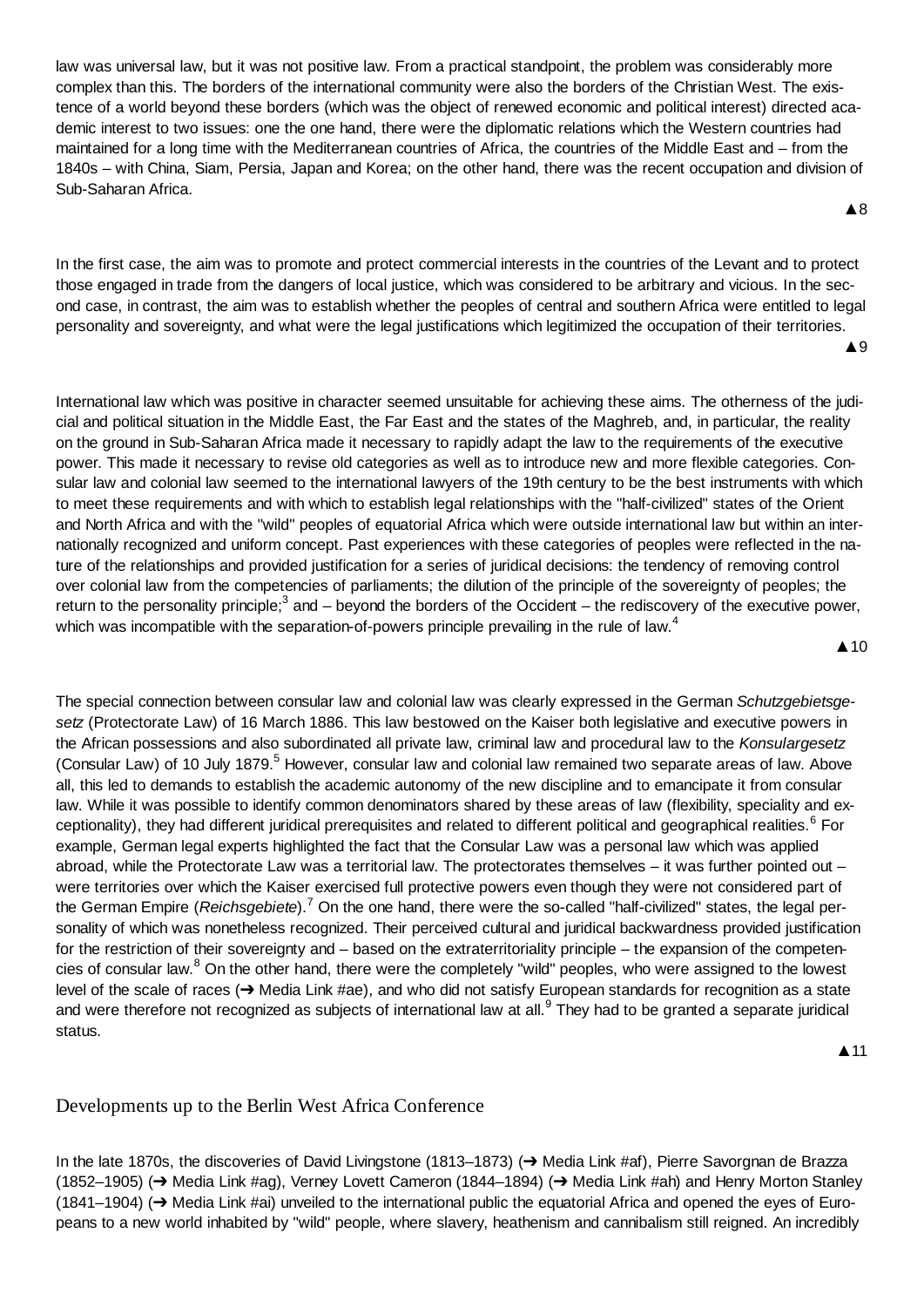law was universal law, but it was not positive law. From a practical standpoint, the problem was considerably more complex than this. The borders of the international community were also the borders of the Christian West. The existence of a world beyond these borders (which was the object of renewed economic and political interest) directed academic interest to two issues: one the one hand, there were the diplomatic relations which the Western countries had maintained for a long time with the Mediterranean countries of Africa, the countries of the Middle East and – from the 1840s – with China, Siam, Persia, Japan and Korea; on the other hand, there was the recent occupation and division of Sub-Saharan Africa.

▲8

In the first case, the aim was to promote and protect commercial interests in the countries of the Levant and to protect those engaged in trade from the dangers of local justice, which was considered to be arbitrary and vicious. In the second case, in contrast, the aim was to establish whether the peoples of central and southern Africa were entitled to legal personality and sovereignty, and what were the legal justifications which legitimized the occupation of their territories.

▲9

International law which was positive in character seemed unsuitable for achieving these aims. The otherness of the judicial and political situation in the Middle East, the Far East and the states of the Maghreb, and, in particular, the reality on the ground in Sub-Saharan Africa made it necessary to rapidly adapt the law to the requirements of the executive power. This made it necessary to revise old categories as well as to introduce new and more flexible categories. Consular law and colonial law seemed to the international lawyers of the 19th century to be the best instruments with which to meet these requirements and with which to establish legal relationships with the "half-civilized" states of the Orient and North Africa and with the "wild" peoples of equatorial Africa which were outside international law but within an internationally recognized and uniform concept. Past experiences with these categories of peoples were reflected in the nature of the relationships and provided justification for a series of juridical decisions: the tendency of removing control over colonial law from the competencies of parliaments; the dilution of the principle of the sovereignty of peoples; the return to the personality principle;[3] and – beyond the borders of the Occident – the rediscovery of the executive power, which was incompatible with the separation-of-powers principle prevailing in the rule of law.[4]

▲10

The special connection between consular law and colonial law was clearly expressed in the German *Schutzgebietsgesetz* (Protectorate Law) of 16 March 1886. This law bestowed on the Kaiser both legislative and executive powers in the African possessions and also subordinated all private law, criminal law and procedural law to the *Konsulargesetz* (Consular Law) of 10 July 1879.[5] However, consular law and colonial law remained two separate areas of law. Above all, this led to demands to establish the academic autonomy of the new discipline and to emancipate it from consular law. While it was possible to identify common denominators shared by these areas of law (flexibility, speciality and exceptionality), they had different juridical prerequisites and related to different political and geographical realities.[6] For example, German legal experts highlighted the fact that the Consular Law was a personal law which was applied abroad, while the Protectorate Law was a territorial law. The protectorates themselves – it was further pointed out – were territories over which the Kaiser exercised full protective powers even though they were not considered part of the German Empire (*Reichsgebiete*).[7] On the one hand, there were the so-called "half-civilized" states, the legal personality of which was nonetheless recognized. Their perceived cultural and juridical backwardness provided justification for the restriction of their sovereignty and – based on the extraterritoriality principle – the expansion of the competencies of consular law.[8] On the other hand, there were the completely "wild" peoples, who were assigned to the lowest level of the scale of races (➔ Media Link #ae), and who did not satisfy European standards for recognition as a state and were therefore not recognized as subjects of international law at all.[9] They had to be granted a separate juridical status.

▲11

## Developments up to the Berlin West Africa Conference

In the late 1870s, the discoveries of David Livingstone (1813–1873) (➔ Media Link #af), Pierre Savorgnan de Brazza (1852–1905) (➔ Media Link #ag), Verney Lovett Cameron (1844–1894) (➔ Media Link #ah) and Henry Morton Stanley (1841–1904) (➔ Media Link #ai) unveiled to the international public the equatorial Africa and opened the eyes of Europeans to a new world inhabited by "wild" people, where slavery, heathenism and cannibalism still reigned. An incredibly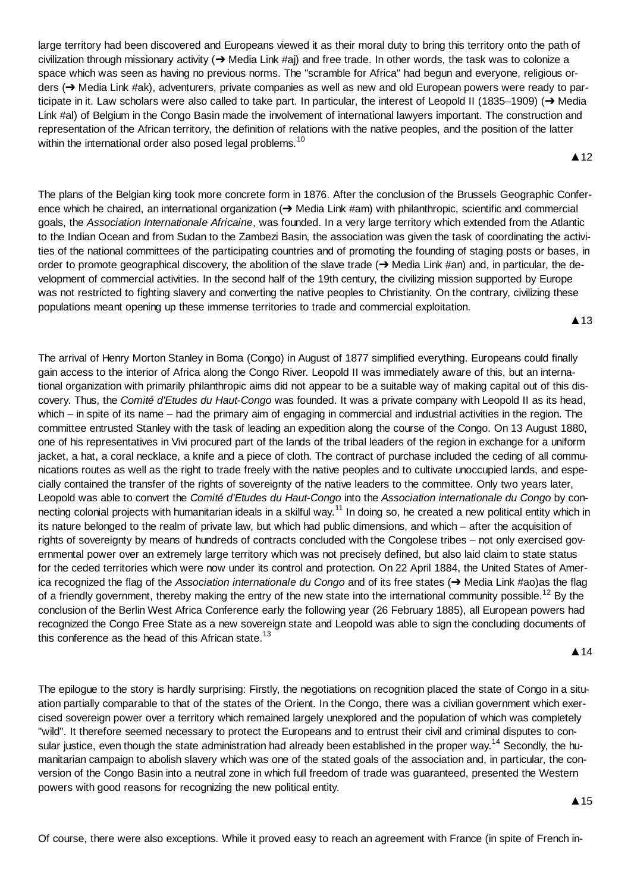large territory had been discovered and Europeans viewed it as their moral duty to bring this territory onto the path of civilization through missionary activity (➔ Media Link #aj) and free trade. In other words, the task was to colonize a space which was seen as having no previous norms. The "scramble for Africa" had begun and everyone, religious orders (➔ Media Link #ak), adventurers, private companies as well as new and old European powers were ready to participate in it. Law scholars were also called to take part. In particular, the interest of Leopold II (1835–1909) (➔ Media Link #al) of Belgium in the Congo Basin made the involvement of international lawyers important. The construction and representation of the African territory, the definition of relations with the native peoples, and the position of the latter within the international order also posed legal problems.[10]

▲12

The plans of the Belgian king took more concrete form in 1876. After the conclusion of the Brussels Geographic Conference which he chaired, an international organization (➔ Media Link #am) with philanthropic, scientific and commercial goals, the *Association Internationale Africaine*, was founded. In a very large territory which extended from the Atlantic to the Indian Ocean and from Sudan to the Zambezi Basin, the association was given the task of coordinating the activities of the national committees of the participating countries and of promoting the founding of staging posts or bases, in order to promote geographical discovery, the abolition of the slave trade (➔ Media Link #an) and, in particular, the development of commercial activities. In the second half of the 19th century, the civilizing mission supported by Europe was not restricted to fighting slavery and converting the native peoples to Christianity. On the contrary, civilizing these populations meant opening up these immense territories to trade and commercial exploitation.

▲13

The arrival of Henry Morton Stanley in Boma (Congo) in August of 1877 simplified everything. Europeans could finally gain access to the interior of Africa along the Congo River. Leopold II was immediately aware of this, but an international organization with primarily philanthropic aims did not appear to be a suitable way of making capital out of this discovery. Thus, the *Comité d'Etudes du Haut-Congo* was founded. It was a private company with Leopold II as its head, which – in spite of its name – had the primary aim of engaging in commercial and industrial activities in the region. The committee entrusted Stanley with the task of leading an expedition along the course of the Congo. On 13 August 1880, one of his representatives in Vivi procured part of the lands of the tribal leaders of the region in exchange for a uniform jacket, a hat, a coral necklace, a knife and a piece of cloth. The contract of purchase included the ceding of all communications routes as well as the right to trade freely with the native peoples and to cultivate unoccupied lands, and especially contained the transfer of the rights of sovereignty of the native leaders to the committee. Only two years later, Leopold was able to convert the *Comité d'Etudes du Haut-Congo* into the *Association internationale du Congo* by connecting colonial projects with humanitarian ideals in a skilful way.[11] In doing so, he created a new political entity which in its nature belonged to the realm of private law, but which had public dimensions, and which – after the acquisition of rights of sovereignty by means of hundreds of contracts concluded with the Congolese tribes – not only exercised governmental power over an extremely large territory which was not precisely defined, but also laid claim to state status for the ceded territories which were now under its control and protection. On 22 April 1884, the United States of America recognized the flag of the *Association internationale du Congo* and of its free states (➔ Media Link #ao)as the flag of a friendly government, thereby making the entry of the new state into the international community possible.[12] By the conclusion of the Berlin West Africa Conference early the following year (26 February 1885), all European powers had recognized the Congo Free State as a new sovereign state and Leopold was able to sign the concluding documents of this conference as the head of this African state.[13]

▲14

The epilogue to the story is hardly surprising: Firstly, the negotiations on recognition placed the state of Congo in a situation partially comparable to that of the states of the Orient. In the Congo, there was a civilian government which exercised sovereign power over a territory which remained largely unexplored and the population of which was completely "wild". It therefore seemed necessary to protect the Europeans and to entrust their civil and criminal disputes to consular justice, even though the state administration had already been established in the proper way.[14] Secondly, the humanitarian campaign to abolish slavery which was one of the stated goals of the association and, in particular, the conversion of the Congo Basin into a neutral zone in which full freedom of trade was guaranteed, presented the Western powers with good reasons for recognizing the new political entity.

▲15

Of course, there were also exceptions. While it proved easy to reach an agreement with France (in spite of French in-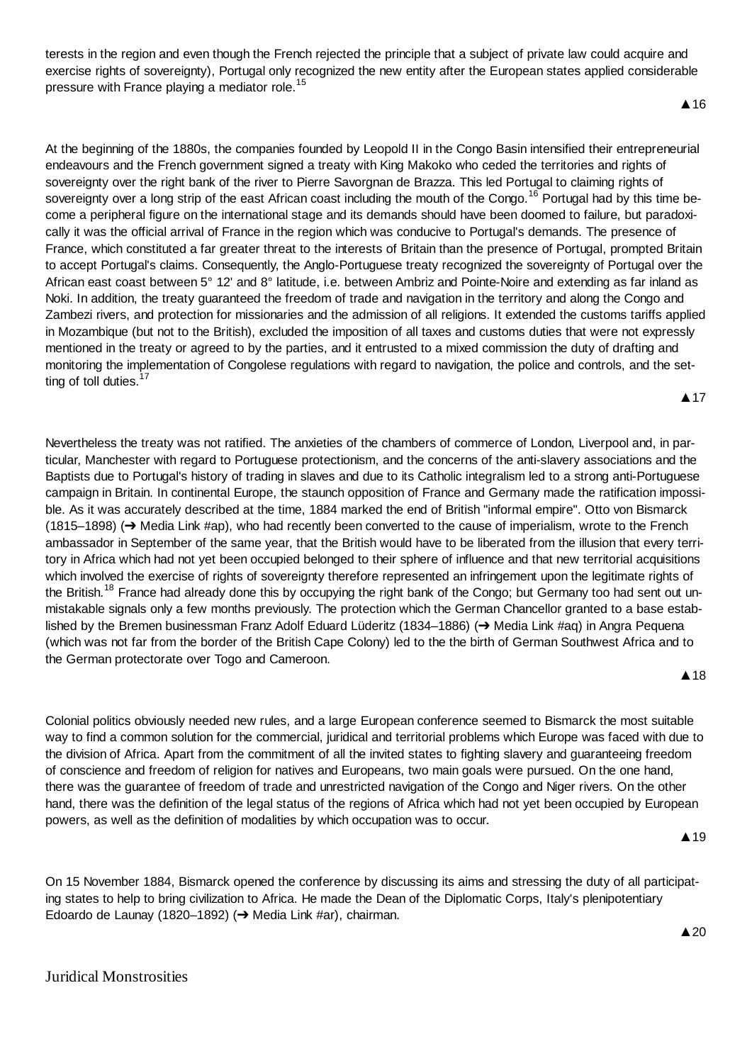terests in the region and even though the French rejected the principle that a subject of private law could acquire and exercise rights of sovereignty), Portugal only recognized the new entity after the European states applied considerable pressure with France playing a mediator role.[15]

▲16

At the beginning of the 1880s, the companies founded by Leopold II in the Congo Basin intensified their entrepreneurial endeavours and the French government signed a treaty with King Makoko who ceded the territories and rights of sovereignty over the right bank of the river to Pierre Savorgnan de Brazza. This led Portugal to claiming rights of sovereignty over a long strip of the east African coast including the mouth of the Congo.[16] Portugal had by this time become a peripheral figure on the international stage and its demands should have been doomed to failure, but paradoxically it was the official arrival of France in the region which was conducive to Portugal's demands. The presence of France, which constituted a far greater threat to the interests of Britain than the presence of Portugal, prompted Britain to accept Portugal's claims. Consequently, the Anglo-Portuguese treaty recognized the sovereignty of Portugal over the African east coast between 5° 12' and 8° latitude, i.e. between Ambriz and Pointe-Noire and extending as far inland as Noki. In addition, the treaty guaranteed the freedom of trade and navigation in the territory and along the Congo and Zambezi rivers, and protection for missionaries and the admission of all religions. It extended the customs tariffs applied in Mozambique (but not to the British), excluded the imposition of all taxes and customs duties that were not expressly mentioned in the treaty or agreed to by the parties, and it entrusted to a mixed commission the duty of drafting and monitoring the implementation of Congolese regulations with regard to navigation, the police and controls, and the setting of toll duties.[17]

▲17

Nevertheless the treaty was not ratified. The anxieties of the chambers of commerce of London, Liverpool and, in particular, Manchester with regard to Portuguese protectionism, and the concerns of the anti-slavery associations and the Baptists due to Portugal's history of trading in slaves and due to its Catholic integralism led to a strong anti-Portuguese campaign in Britain. In continental Europe, the staunch opposition of France and Germany made the ratification impossible. As it was accurately described at the time, 1884 marked the end of British "informal empire". Otto von Bismarck (1815–1898) (➔ Media Link #ap), who had recently been converted to the cause of imperialism, wrote to the French ambassador in September of the same year, that the British would have to be liberated from the illusion that every territory in Africa which had not yet been occupied belonged to their sphere of influence and that new territorial acquisitions which involved the exercise of rights of sovereignty therefore represented an infringement upon the legitimate rights of the British.[18] France had already done this by occupying the right bank of the Congo; but Germany too had sent out unmistakable signals only a few months previously. The protection which the German Chancellor granted to a base established by the Bremen businessman Franz Adolf Eduard Lüderitz (1834–1886) (➔ Media Link #aq) in Angra Pequena (which was not far from the border of the British Cape Colony) led to the the birth of German Southwest Africa and to the German protectorate over Togo and Cameroon.

▲18

Colonial politics obviously needed new rules, and a large European conference seemed to Bismarck the most suitable way to find a common solution for the commercial, juridical and territorial problems which Europe was faced with due to the division of Africa. Apart from the commitment of all the invited states to fighting slavery and guaranteeing freedom of conscience and freedom of religion for natives and Europeans, two main goals were pursued. On the one hand, there was the guarantee of freedom of trade and unrestricted navigation of the Congo and Niger rivers. On the other hand, there was the definition of the legal status of the regions of Africa which had not yet been occupied by European powers, as well as the definition of modalities by which occupation was to occur.

▲19

On 15 November 1884, Bismarck opened the conference by discussing its aims and stressing the duty of all participating states to help to bring civilization to Africa. He made the Dean of the Diplomatic Corps, Italy's plenipotentiary Edoardo de Launay (1820–1892) (➔ Media Link #ar), chairman.

▲20

## Juridical Monstrosities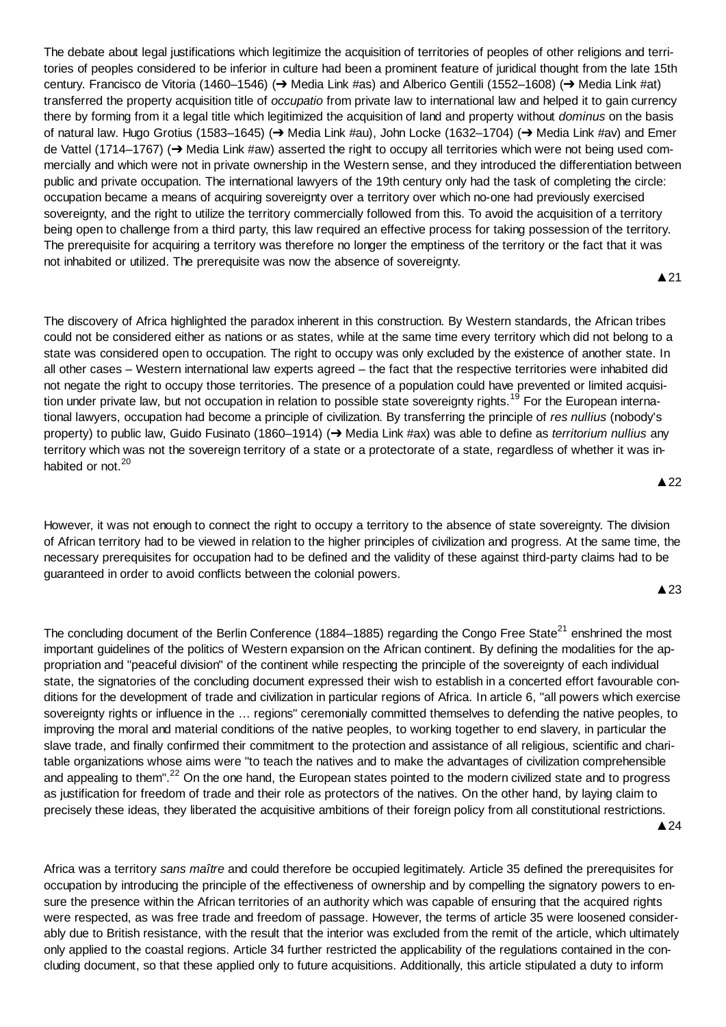The debate about legal justifications which legitimize the acquisition of territories of peoples of other religions and territories of peoples considered to be inferior in culture had been a prominent feature of juridical thought from the late 15th century. Francisco de Vitoria (1460–1546) (➔ Media Link #as) and Alberico Gentili (1552–1608) (➔ Media Link #at) transferred the property acquisition title of *occupatio* from private law to international law and helped it to gain currency there by forming from it a legal title which legitimized the acquisition of land and property without *dominus* on the basis of natural law. Hugo Grotius (1583–1645) (➔ Media Link #au), John Locke (1632–1704) (➔ Media Link #av) and Emer de Vattel (1714–1767) (➔ Media Link #aw) asserted the right to occupy all territories which were not being used commercially and which were not in private ownership in the Western sense, and they introduced the differentiation between public and private occupation. The international lawyers of the 19th century only had the task of completing the circle: occupation became a means of acquiring sovereignty over a territory over which no-one had previously exercised sovereignty, and the right to utilize the territory commercially followed from this. To avoid the acquisition of a territory being open to challenge from a third party, this law required an effective process for taking possession of the territory. The prerequisite for acquiring a territory was therefore no longer the emptiness of the territory or the fact that it was not inhabited or utilized. The prerequisite was now the absence of sovereignty.

▲21

The discovery of Africa highlighted the paradox inherent in this construction. By Western standards, the African tribes could not be considered either as nations or as states, while at the same time every territory which did not belong to a state was considered open to occupation. The right to occupy was only excluded by the existence of another state. In all other cases – Western international law experts agreed – the fact that the respective territories were inhabited did not negate the right to occupy those territories. The presence of a population could have prevented or limited acquisition under private law, but not occupation in relation to possible state sovereignty rights.[19] For the European international lawyers, occupation had become a principle of civilization. By transferring the principle of *res nullius* (nobody's property) to public law, Guido Fusinato (1860–1914) (➔ Media Link #ax) was able to define as *territorium nullius* any territory which was not the sovereign territory of a state or a protectorate of a state, regardless of whether it was inhabited or not.[20]

▲22

However, it was not enough to connect the right to occupy a territory to the absence of state sovereignty. The division of African territory had to be viewed in relation to the higher principles of civilization and progress. At the same time, the necessary prerequisites for occupation had to be defined and the validity of these against third-party claims had to be guaranteed in order to avoid conflicts between the colonial powers.

▲23

The concluding document of the Berlin Conference (1884–1885) regarding the Congo Free State[21] enshrined the most important guidelines of the politics of Western expansion on the African continent. By defining the modalities for the appropriation and "peaceful division" of the continent while respecting the principle of the sovereignty of each individual state, the signatories of the concluding document expressed their wish to establish in a concerted effort favourable conditions for the development of trade and civilization in particular regions of Africa. In article 6, "all powers which exercise sovereignty rights or influence in the … regions" ceremonially committed themselves to defending the native peoples, to improving the moral and material conditions of the native peoples, to working together to end slavery, in particular the slave trade, and finally confirmed their commitment to the protection and assistance of all religious, scientific and charitable organizations whose aims were "to teach the natives and to make the advantages of civilization comprehensible and appealing to them".[22] On the one hand, the European states pointed to the modern civilized state and to progress as justification for freedom of trade and their role as protectors of the natives. On the other hand, by laying claim to precisely these ideas, they liberated the acquisitive ambitions of their foreign policy from all constitutional restrictions.

▲24

Africa was a territory *sans maître* and could therefore be occupied legitimately. Article 35 defined the prerequisites for occupation by introducing the principle of the effectiveness of ownership and by compelling the signatory powers to ensure the presence within the African territories of an authority which was capable of ensuring that the acquired rights were respected, as was free trade and freedom of passage. However, the terms of article 35 were loosened considerably due to British resistance, with the result that the interior was excluded from the remit of the article, which ultimately only applied to the coastal regions. Article 34 further restricted the applicability of the regulations contained in the concluding document, so that these applied only to future acquisitions. Additionally, this article stipulated a duty to inform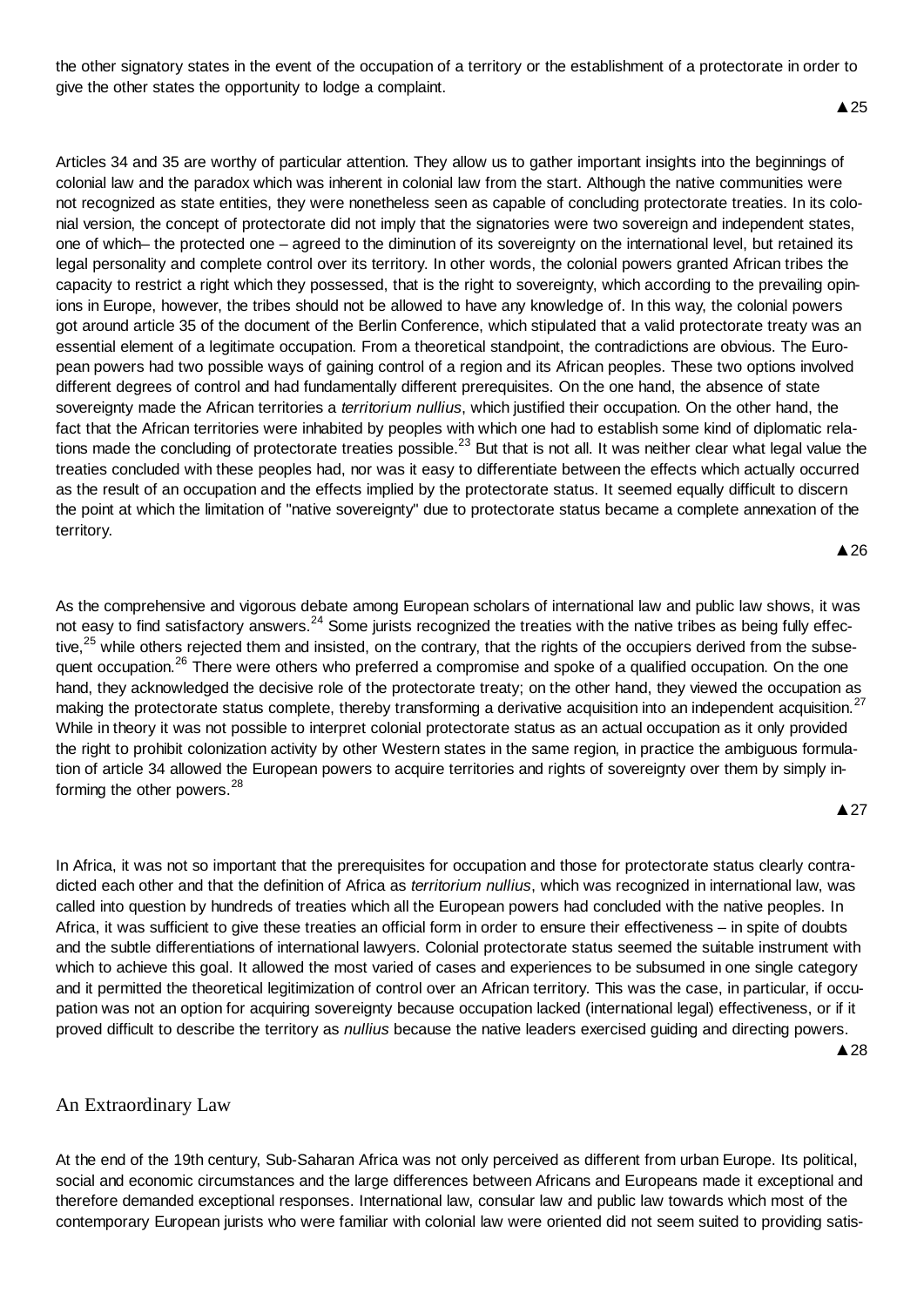the other signatory states in the event of the occupation of a territory or the establishment of a protectorate in order to give the other states the opportunity to lodge a complaint.

▲25

Articles 34 and 35 are worthy of particular attention. They allow us to gather important insights into the beginnings of colonial law and the paradox which was inherent in colonial law from the start. Although the native communities were not recognized as state entities, they were nonetheless seen as capable of concluding protectorate treaties. In its colonial version, the concept of protectorate did not imply that the signatories were two sovereign and independent states, one of which– the protected one – agreed to the diminution of its sovereignty on the international level, but retained its legal personality and complete control over its territory. In other words, the colonial powers granted African tribes the capacity to restrict a right which they possessed, that is the right to sovereignty, which according to the prevailing opinions in Europe, however, the tribes should not be allowed to have any knowledge of. In this way, the colonial powers got around article 35 of the document of the Berlin Conference, which stipulated that a valid protectorate treaty was an essential element of a legitimate occupation. From a theoretical standpoint, the contradictions are obvious. The European powers had two possible ways of gaining control of a region and its African peoples. These two options involved different degrees of control and had fundamentally different prerequisites. On the one hand, the absence of state sovereignty made the African territories a *territorium nullius*, which justified their occupation. On the other hand, the fact that the African territories were inhabited by peoples with which one had to establish some kind of diplomatic relations made the concluding of protectorate treaties possible.[23] But that is not all. It was neither clear what legal value the treaties concluded with these peoples had, nor was it easy to differentiate between the effects which actually occurred as the result of an occupation and the effects implied by the protectorate status. It seemed equally difficult to discern the point at which the limitation of "native sovereignty" due to protectorate status became a complete annexation of the territory.

▲26

As the comprehensive and vigorous debate among European scholars of international law and public law shows, it was not easy to find satisfactory answers.[24] Some jurists recognized the treaties with the native tribes as being fully effective,[25] while others rejected them and insisted, on the contrary, that the rights of the occupiers derived from the subsequent occupation.[26] There were others who preferred a compromise and spoke of a qualified occupation. On the one hand, they acknowledged the decisive role of the protectorate treaty; on the other hand, they viewed the occupation as making the protectorate status complete, thereby transforming a derivative acquisition into an independent acquisition.[27] While in theory it was not possible to interpret colonial protectorate status as an actual occupation as it only provided the right to prohibit colonization activity by other Western states in the same region, in practice the ambiguous formulation of article 34 allowed the European powers to acquire territories and rights of sovereignty over them by simply informing the other powers.[28]

▲27

In Africa, it was not so important that the prerequisites for occupation and those for protectorate status clearly contradicted each other and that the definition of Africa as *territorium nullius*, which was recognized in international law, was called into question by hundreds of treaties which all the European powers had concluded with the native peoples. In Africa, it was sufficient to give these treaties an official form in order to ensure their effectiveness – in spite of doubts and the subtle differentiations of international lawyers. Colonial protectorate status seemed the suitable instrument with which to achieve this goal. It allowed the most varied of cases and experiences to be subsumed in one single category and it permitted the theoretical legitimization of control over an African territory. This was the case, in particular, if occupation was not an option for acquiring sovereignty because occupation lacked (international legal) effectiveness, or if it proved difficult to describe the territory as *nullius* because the native leaders exercised guiding and directing powers.

▲28

## An Extraordinary Law

At the end of the 19th century, Sub-Saharan Africa was not only perceived as different from urban Europe. Its political, social and economic circumstances and the large differences between Africans and Europeans made it exceptional and therefore demanded exceptional responses. International law, consular law and public law towards which most of the contemporary European jurists who were familiar with colonial law were oriented did not seem suited to providing satis-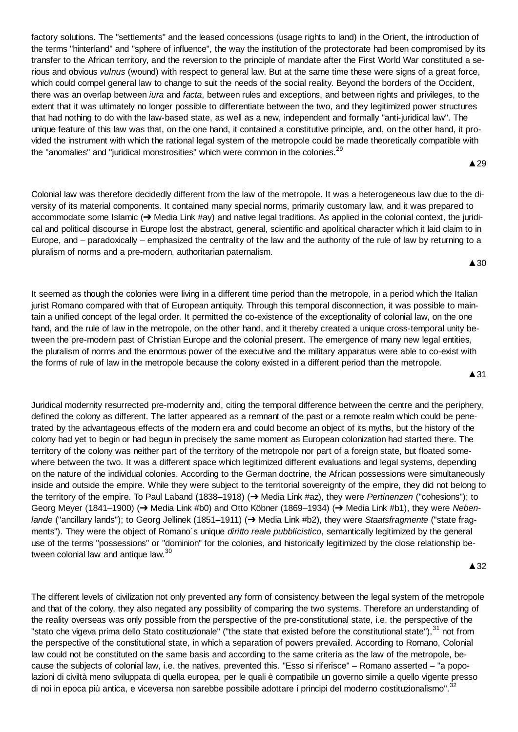factory solutions. The "settlements" and the leased concessions (usage rights to land) in the Orient, the introduction of the terms "hinterland" and "sphere of influence", the way the institution of the protectorate had been compromised by its transfer to the African territory, and the reversion to the principle of mandate after the First World War constituted a serious and obvious *vulnus* (wound) with respect to general law. But at the same time these were signs of a great force, which could compel general law to change to suit the needs of the social reality. Beyond the borders of the Occident, there was an overlap between *iura* and *facta*, between rules and exceptions, and between rights and privileges, to the extent that it was ultimately no longer possible to differentiate between the two, and they legitimized power structures that had nothing to do with the law-based state, as well as a new, independent and formally "anti-juridical law". The unique feature of this law was that, on the one hand, it contained a constitutive principle, and, on the other hand, it provided the instrument with which the rational legal system of the metropole could be made theoretically compatible with the "anomalies" and "juridical monstrosities" which were common in the colonies.[29]

▲29

Colonial law was therefore decidedly different from the law of the metropole. It was a heterogeneous law due to the diversity of its material components. It contained many special norms, primarily customary law, and it was prepared to accommodate some Islamic (➔ Media Link #ay) and native legal traditions. As applied in the colonial context, the juridical and political discourse in Europe lost the abstract, general, scientific and apolitical character which it laid claim to in Europe, and – paradoxically – emphasized the centrality of the law and the authority of the rule of law by returning to a pluralism of norms and a pre-modern, authoritarian paternalism.

▲30

It seemed as though the colonies were living in a different time period than the metropole, in a period which the Italian jurist Romano compared with that of European antiquity. Through this temporal disconnection, it was possible to maintain a unified concept of the legal order. It permitted the co-existence of the exceptionality of colonial law, on the one hand, and the rule of law in the metropole, on the other hand, and it thereby created a unique cross-temporal unity between the pre-modern past of Christian Europe and the colonial present. The emergence of many new legal entities, the pluralism of norms and the enormous power of the executive and the military apparatus were able to co-exist with the forms of rule of law in the metropole because the colony existed in a different period than the metropole.

▲31

Juridical modernity resurrected pre-modernity and, citing the temporal difference between the centre and the periphery, defined the colony as different. The latter appeared as a remnant of the past or a remote realm which could be penetrated by the advantageous effects of the modern era and could become an object of its myths, but the history of the colony had yet to begin or had begun in precisely the same moment as European colonization had started there. The territory of the colony was neither part of the territory of the metropole nor part of a foreign state, but floated somewhere between the two. It was a different space which legitimized different evaluations and legal systems, depending on the nature of the individual colonies. According to the German doctrine, the African possessions were simultaneously inside and outside the empire. While they were subject to the territorial sovereignty of the empire, they did not belong to the territory of the empire. To Paul Laband (1838–1918) (➔ Media Link #az), they were *Pertinenzen* ("cohesions"); to Georg Meyer (1841–1900) (➔ Media Link #b0) and Otto Köbner (1869–1934) (➔ Media Link #b1), they were *Nebenlande* ("ancillary lands"); to Georg Jellinek (1851–1911) (➔ Media Link #b2), they were *Staatsfragmente* ("state fragments"). They were the object of Romano´s unique *diritto reale pubblicistico*, semantically legitimized by the general use of the terms "possessions" or "dominion" for the colonies, and historically legitimized by the close relationship between colonial law and antique law.[30]

▲32

The different levels of civilization not only prevented any form of consistency between the legal system of the metropole and that of the colony, they also negated any possibility of comparing the two systems. Therefore an understanding of the reality overseas was only possible from the perspective of the pre-constitutional state, i.e. the perspective of the "stato che vigeva prima dello Stato costituzionale" ("the state that existed before the constitutional state"),[31] not from the perspective of the constitutional state, in which a separation of powers prevailed. According to Romano, Colonial law could not be constituted on the same basis and according to the same criteria as the law of the metropole, because the subjects of colonial law, i.e. the natives, prevented this. "Esso si riferisce" – Romano asserted – "a popolazioni di civiltà meno sviluppata di quella europea, per le quali è compatibile un governo simile a quello vigente presso di noi in epoca più antica, e viceversa non sarebbe possibile adottare i principi del moderno costituzionalismo".[32]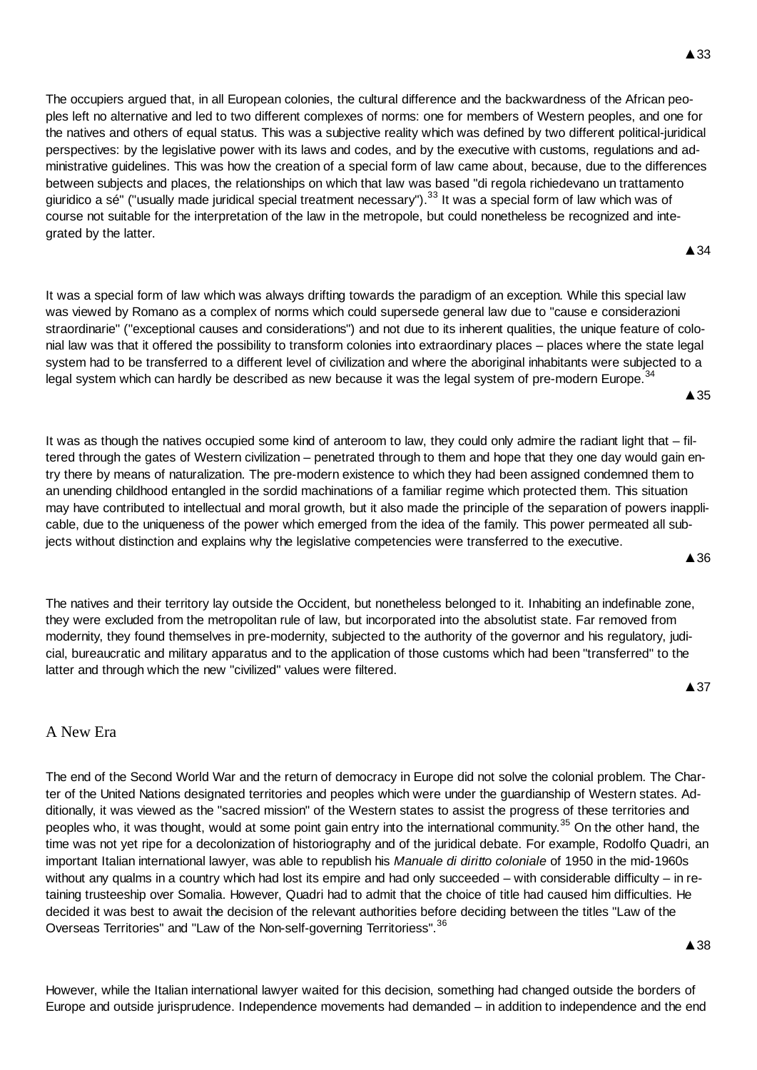▲33

The occupiers argued that, in all European colonies, the cultural difference and the backwardness of the African peoples left no alternative and led to two different complexes of norms: one for members of Western peoples, and one for the natives and others of equal status. This was a subjective reality which was defined by two different political-juridical perspectives: by the legislative power with its laws and codes, and by the executive with customs, regulations and administrative guidelines. This was how the creation of a special form of law came about, because, due to the differences between subjects and places, the relationships on which that law was based "di regola richiedevano un trattamento giuridico a sé" ("usually made juridical special treatment necessary").[33] It was a special form of law which was of course not suitable for the interpretation of the law in the metropole, but could nonetheless be recognized and integrated by the latter.

▲34

It was a special form of law which was always drifting towards the paradigm of an exception. While this special law was viewed by Romano as a complex of norms which could supersede general law due to "cause e considerazioni straordinarie" ("exceptional causes and considerations") and not due to its inherent qualities, the unique feature of colonial law was that it offered the possibility to transform colonies into extraordinary places – places where the state legal system had to be transferred to a different level of civilization and where the aboriginal inhabitants were subjected to a legal system which can hardly be described as new because it was the legal system of pre-modern Europe.[34]

▲35

It was as though the natives occupied some kind of anteroom to law, they could only admire the radiant light that – filtered through the gates of Western civilization – penetrated through to them and hope that they one day would gain entry there by means of naturalization. The pre-modern existence to which they had been assigned condemned them to an unending childhood entangled in the sordid machinations of a familiar regime which protected them. This situation may have contributed to intellectual and moral growth, but it also made the principle of the separation of powers inapplicable, due to the uniqueness of the power which emerged from the idea of the family. This power permeated all subjects without distinction and explains why the legislative competencies were transferred to the executive.

▲36

The natives and their territory lay outside the Occident, but nonetheless belonged to it. Inhabiting an indefinable zone, they were excluded from the metropolitan rule of law, but incorporated into the absolutist state. Far removed from modernity, they found themselves in pre-modernity, subjected to the authority of the governor and his regulatory, judicial, bureaucratic and military apparatus and to the application of those customs which had been "transferred" to the latter and through which the new "civilized" values were filtered.

▲37

## A New Era

The end of the Second World War and the return of democracy in Europe did not solve the colonial problem. The Charter of the United Nations designated territories and peoples which were under the guardianship of Western states. Additionally, it was viewed as the "sacred mission" of the Western states to assist the progress of these territories and peoples who, it was thought, would at some point gain entry into the international community.[35] On the other hand, the time was not yet ripe for a decolonization of historiography and of the juridical debate. For example, Rodolfo Quadri, an important Italian international lawyer, was able to republish his *Manuale di diritto coloniale* of 1950 in the mid-1960s without any qualms in a country which had lost its empire and had only succeeded – with considerable difficulty – in retaining trusteeship over Somalia. However, Quadri had to admit that the choice of title had caused him difficulties. He decided it was best to await the decision of the relevant authorities before deciding between the titles "Law of the Overseas Territories" and "Law of the Non-self-governing Territoriess".[36]

▲38

However, while the Italian international lawyer waited for this decision, something had changed outside the borders of Europe and outside jurisprudence. Independence movements had demanded – in addition to independence and the end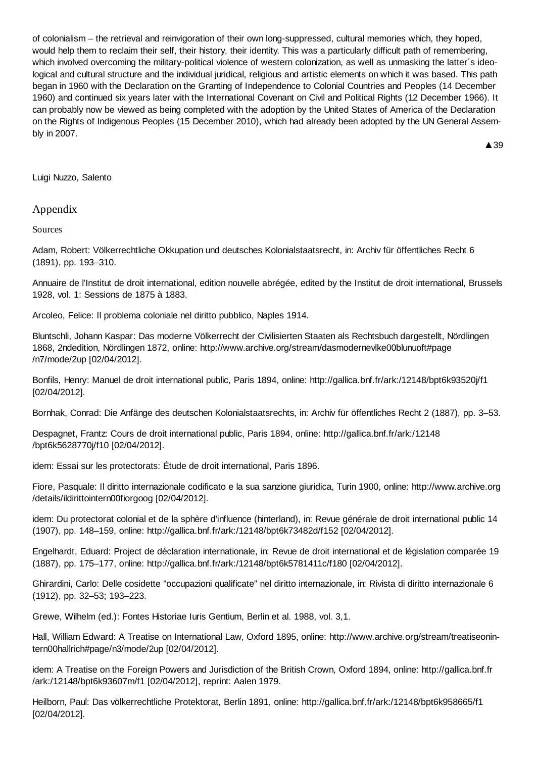of colonialism – the retrieval and reinvigoration of their own long-suppressed, cultural memories which, they hoped, would help them to reclaim their self, their history, their identity. This was a particularly difficult path of remembering, which involved overcoming the military-political violence of western colonization, as well as unmasking the latter´s ideological and cultural structure and the individual juridical, religious and artistic elements on which it was based. This path began in 1960 with the Declaration on the Granting of Independence to Colonial Countries and Peoples (14 December 1960) and continued six years later with the International Covenant on Civil and Political Rights (12 December 1966). It can probably now be viewed as being completed with the adoption by the United States of America of the Declaration on the Rights of Indigenous Peoples (15 December 2010), which had already been adopted by the UN General Assembly in 2007.

▲39

Luigi Nuzzo, Salento

## Appendix

### Sources

Adam, Robert: Völkerrechtliche Okkupation und deutsches Kolonialstaatsrecht, in: Archiv für öffentliches Recht 6 (1891), pp. 193–310.

Annuaire de l'Institut de droit international, edition nouvelle abrégée, edited by the Institut de droit international, Brussels 1928, vol. 1: Sessions de 1875 à 1883.

Arcoleo, Felice: Il problema coloniale nel diritto pubblico, Naples 1914.

Bluntschli, Johann Kaspar: Das moderne Völkerrecht der Civilisierten Staaten als Rechtsbuch dargestellt, Nördlingen 1868, 2ndedition, Nördlingen 1872, online: http://www.archive.org/stream/dasmodernevlke00blunuoft#page/n7/mode/2up [02/04/2012].

Bonfils, Henry: Manuel de droit international public, Paris 1894, online: http://gallica.bnf.fr/ark:/12148/bpt6k93520j/f1 [02/04/2012].

Bornhak, Conrad: Die Anfänge des deutschen Kolonialstaatsrechts, in: Archiv für öffentliches Recht 2 (1887), pp. 3–53.

Despagnet, Frantz: Cours de droit international public, Paris 1894, online: http://gallica.bnf.fr/ark:/12148/bpt6k5628770j/f10 [02/04/2012].

idem: Essai sur les protectorats: Étude de droit international, Paris 1896.

Fiore, Pasquale: Il diritto internazionale codificato e la sua sanzione giuridica, Turin 1900, online: http://www.archive.org/details/ildirittointern00fiorgoog [02/04/2012].

idem: Du protectorat colonial et de la sphère d'influence (hinterland), in: Revue générale de droit international public 14 (1907), pp. 148–159, online: http://gallica.bnf.fr/ark:/12148/bpt6k73482d/f152 [02/04/2012].

Engelhardt, Eduard: Project de déclaration internationale, in: Revue de droit international et de législation comparée 19 (1887), pp. 175–177, online: http://gallica.bnf.fr/ark:/12148/bpt6k5781411c/f180 [02/04/2012].

Ghirardini, Carlo: Delle cosidette "occupazioni qualificate" nel diritto internazionale, in: Rivista di diritto internazionale 6 (1912), pp. 32–53; 193–223.

Grewe, Wilhelm (ed.): Fontes Historiae Iuris Gentium, Berlin et al. 1988, vol. 3,1.

Hall, William Edward: A Treatise on International Law, Oxford 1895, online: http://www.archive.org/stream/treatiseonintern00hallrich#page/n3/mode/2up [02/04/2012].

idem: A Treatise on the Foreign Powers and Jurisdiction of the British Crown, Oxford 1894, online: http://gallica.bnf.fr/ark:/12148/bpt6k93607m/f1 [02/04/2012], reprint: Aalen 1979.

Heilborn, Paul: Das völkerrechtliche Protektorat, Berlin 1891, online: http://gallica.bnf.fr/ark:/12148/bpt6k958665/f1 [02/04/2012].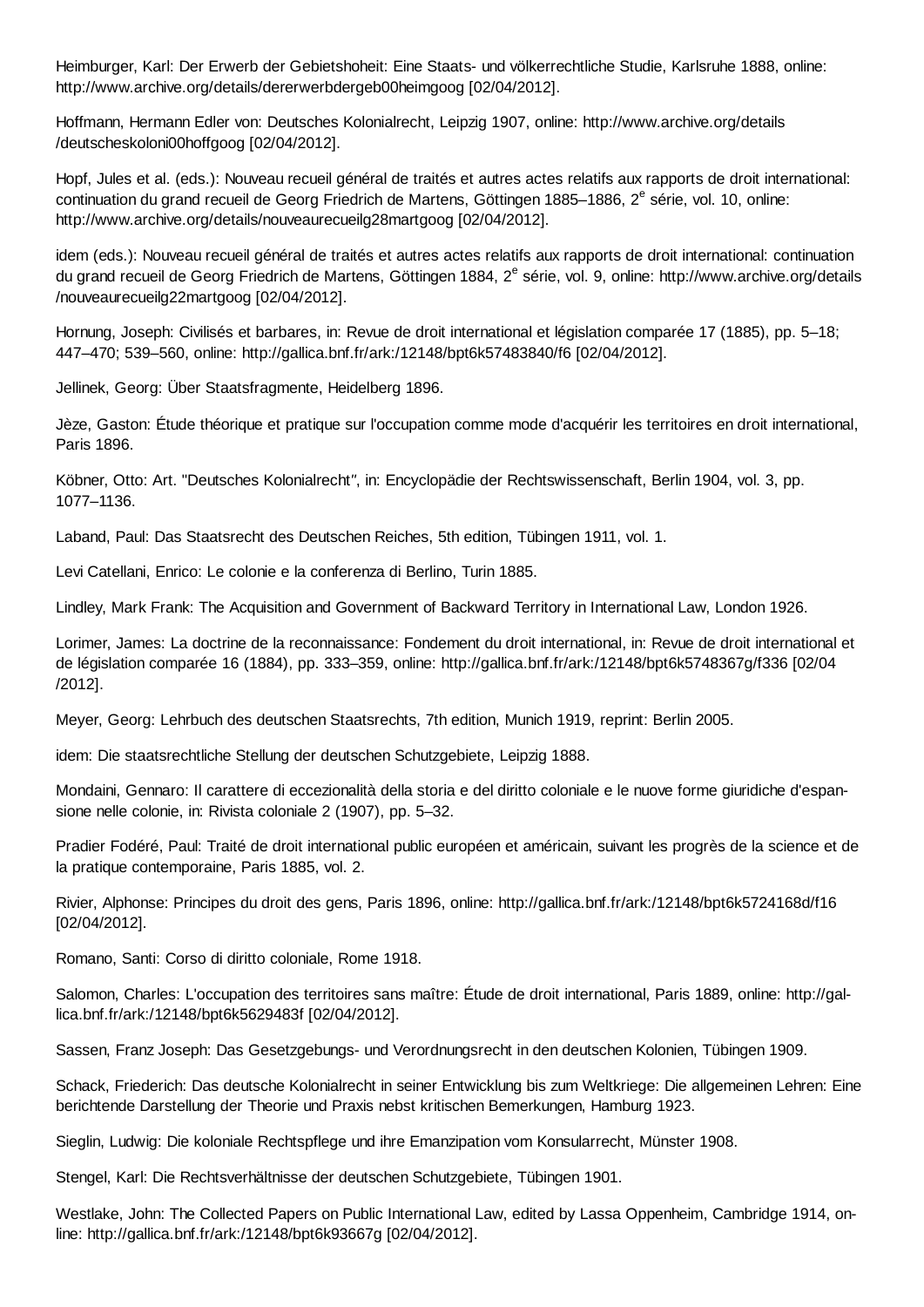Heimburger, Karl: Der Erwerb der Gebietshoheit: Eine Staats- und völkerrechtliche Studie, Karlsruhe 1888, online: http://www.archive.org/details/dererwerbdergeb00heimgoog [02/04/2012].

Hoffmann, Hermann Edler von: Deutsches Kolonialrecht, Leipzig 1907, online: http://www.archive.org/details/deutscheskoloni00hoffgoog [02/04/2012].

Hopf, Jules et al. (eds.): Nouveau recueil général de traités et autres actes relatifs aux rapports de droit international: continuation du grand recueil de Georg Friedrich de Martens, Göttingen 1885–1886, 2e série, vol. 10, online: http://www.archive.org/details/nouveaurecueilg28martgoog [02/04/2012].

idem (eds.): Nouveau recueil général de traités et autres actes relatifs aux rapports de droit international: continuation du grand recueil de Georg Friedrich de Martens, Göttingen 1884, 2e série, vol. 9, online: http://www.archive.org/details/nouveaurecueilg22martgoog [02/04/2012].

Hornung, Joseph: Civilisés et barbares, in: Revue de droit international et législation comparée 17 (1885), pp. 5–18; 447–470; 539–560, online: http://gallica.bnf.fr/ark:/12148/bpt6k57483840/f6 [02/04/2012].

Jellinek, Georg: Über Staatsfragmente, Heidelberg 1896.

Jèze, Gaston: Étude théorique et pratique sur l'occupation comme mode d'acquérir les territoires en droit international, Paris 1896.

Köbner, Otto: Art. "Deutsches Kolonialrecht", in: Encyclopädie der Rechtswissenschaft, Berlin 1904, vol. 3, pp. 1077–1136.

Laband, Paul: Das Staatsrecht des Deutschen Reiches, 5th edition, Tübingen 1911, vol. 1.

Levi Catellani, Enrico: Le colonie e la conferenza di Berlino, Turin 1885.

Lindley, Mark Frank: The Acquisition and Government of Backward Territory in International Law, London 1926.

Lorimer, James: La doctrine de la reconnaissance: Fondement du droit international, in: Revue de droit international et de législation comparée 16 (1884), pp. 333–359, online: http://gallica.bnf.fr/ark:/12148/bpt6k5748367g/f336 [02/04/2012].

Meyer, Georg: Lehrbuch des deutschen Staatsrechts, 7th edition, Munich 1919, reprint: Berlin 2005.

idem: Die staatsrechtliche Stellung der deutschen Schutzgebiete, Leipzig 1888.

Mondaini, Gennaro: Il carattere di eccezionalità della storia e del diritto coloniale e le nuove forme giuridiche d'espansione nelle colonie, in: Rivista coloniale 2 (1907), pp. 5–32.

Pradier Fodéré, Paul: Traité de droit international public européen et américain, suivant les progrès de la science et de la pratique contemporaine, Paris 1885, vol. 2.

Rivier, Alphonse: Principes du droit des gens, Paris 1896, online: http://gallica.bnf.fr/ark:/12148/bpt6k5724168d/f16 [02/04/2012].

Romano, Santi: Corso di diritto coloniale, Rome 1918.

Salomon, Charles: L'occupation des territoires sans maître: Étude de droit international, Paris 1889, online: http://gallica.bnf.fr/ark:/12148/bpt6k5629483f [02/04/2012].

Sassen, Franz Joseph: Das Gesetzgebungs- und Verordnungsrecht in den deutschen Kolonien, Tübingen 1909.

Schack, Friederich: Das deutsche Kolonialrecht in seiner Entwicklung bis zum Weltkriege: Die allgemeinen Lehren: Eine berichtende Darstellung der Theorie und Praxis nebst kritischen Bemerkungen, Hamburg 1923.

Sieglin, Ludwig: Die koloniale Rechtspflege und ihre Emanzipation vom Konsularrecht, Münster 1908.

Stengel, Karl: Die Rechtsverhältnisse der deutschen Schutzgebiete, Tübingen 1901.

Westlake, John: The Collected Papers on Public International Law, edited by Lassa Oppenheim, Cambridge 1914, online: http://gallica.bnf.fr/ark:/12148/bpt6k93667g [02/04/2012].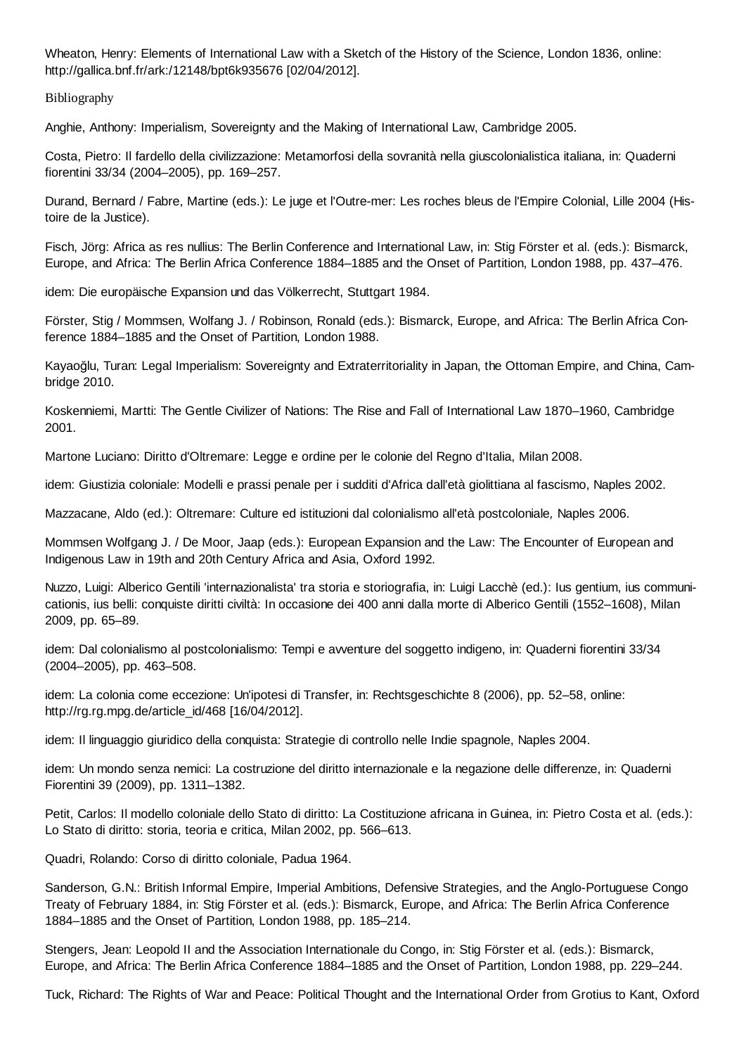Wheaton, Henry: Elements of International Law with a Sketch of the History of the Science, London 1836, online: http://gallica.bnf.fr/ark:/12148/bpt6k935676 [02/04/2012].

## Bibliography

Anghie, Anthony: Imperialism, Sovereignty and the Making of International Law, Cambridge 2005.

Costa, Pietro: Il fardello della civilizzazione: Metamorfosi della sovranità nella giuscolonialistica italiana, in: Quaderni fiorentini 33/34 (2004–2005), pp. 169–257.

Durand, Bernard / Fabre, Martine (eds.): Le juge et l'Outre-mer: Les roches bleus de l'Empire Colonial, Lille 2004 (Histoire de la Justice).

Fisch, Jörg: Africa as res nullius: The Berlin Conference and International Law, in: Stig Förster et al. (eds.): Bismarck, Europe, and Africa: The Berlin Africa Conference 1884–1885 and the Onset of Partition, London 1988, pp. 437–476.

idem: Die europäische Expansion und das Völkerrecht, Stuttgart 1984.

Förster, Stig / Mommsen, Wolfgang J. / Robinson, Ronald (eds.): Bismarck, Europe, and Africa: The Berlin Africa Conference 1884–1885 and the Onset of Partition, London 1988.

Kayaoğlu, Turan: Legal Imperialism: Sovereignty and Extraterritoriality in Japan, the Ottoman Empire, and China, Cambridge 2010.

Koskenniemi, Martti: The Gentle Civilizer of Nations: The Rise and Fall of International Law 1870–1960, Cambridge 2001.

Martone Luciano: Diritto d'Oltremare: Legge e ordine per le colonie del Regno d'Italia, Milan 2008.

idem: Giustizia coloniale: Modelli e prassi penale per i sudditi d'Africa dall'età giolittiana al fascismo, Naples 2002.

Mazzacane, Aldo (ed.): Oltremare: Culture ed istituzioni dal colonialismo all'età postcoloniale*,* Naples 2006.

Mommsen Wolfgang J. / De Moor, Jaap (eds.): European Expansion and the Law: The Encounter of European and Indigenous Law in 19th and 20th Century Africa and Asia, Oxford 1992.

Nuzzo, Luigi: Alberico Gentili 'internazionalista' tra storia e storiografia, in: Luigi Lacchè (ed.): Ius gentium, ius communicationis, ius belli: conquiste diritti civiltà: In occasione dei 400 anni dalla morte di Alberico Gentili (1552–1608), Milan 2009, pp. 65–89.

idem: Dal colonialismo al postcolonialismo: Tempi e avventure del soggetto indigeno, in: Quaderni fiorentini 33/34 (2004–2005), pp. 463–508.

idem: La colonia come eccezione: Un'ipotesi di Transfer, in: Rechtsgeschichte 8 (2006), pp. 52–58, online: http://rg.rg.mpg.de/article_id/468 [16/04/2012].

idem: Il linguaggio giuridico della conquista: Strategie di controllo nelle Indie spagnole, Naples 2004.

idem: Un mondo senza nemici: La costruzione del diritto internazionale e la negazione delle differenze, in: Quaderni Fiorentini 39 (2009), pp. 1311–1382.

Petit, Carlos: Il modello coloniale dello Stato di diritto: La Costituzione africana in Guinea, in: Pietro Costa et al. (eds.): Lo Stato di diritto: storia, teoria e critica, Milan 2002, pp. 566–613.

Quadri, Rolando: Corso di diritto coloniale, Padua 1964.

Sanderson, G.N.: British Informal Empire, Imperial Ambitions, Defensive Strategies, and the Anglo-Portuguese Congo Treaty of February 1884, in: Stig Förster et al. (eds.): Bismarck, Europe, and Africa: The Berlin Africa Conference 1884–1885 and the Onset of Partition, London 1988, pp. 185–214.

Stengers, Jean: Leopold II and the Association Internationale du Congo, in: Stig Förster et al. (eds.): Bismarck, Europe, and Africa: The Berlin Africa Conference 1884–1885 and the Onset of Partition, London 1988, pp. 229–244.

Tuck, Richard: The Rights of War and Peace: Political Thought and the International Order from Grotius to Kant, Oxford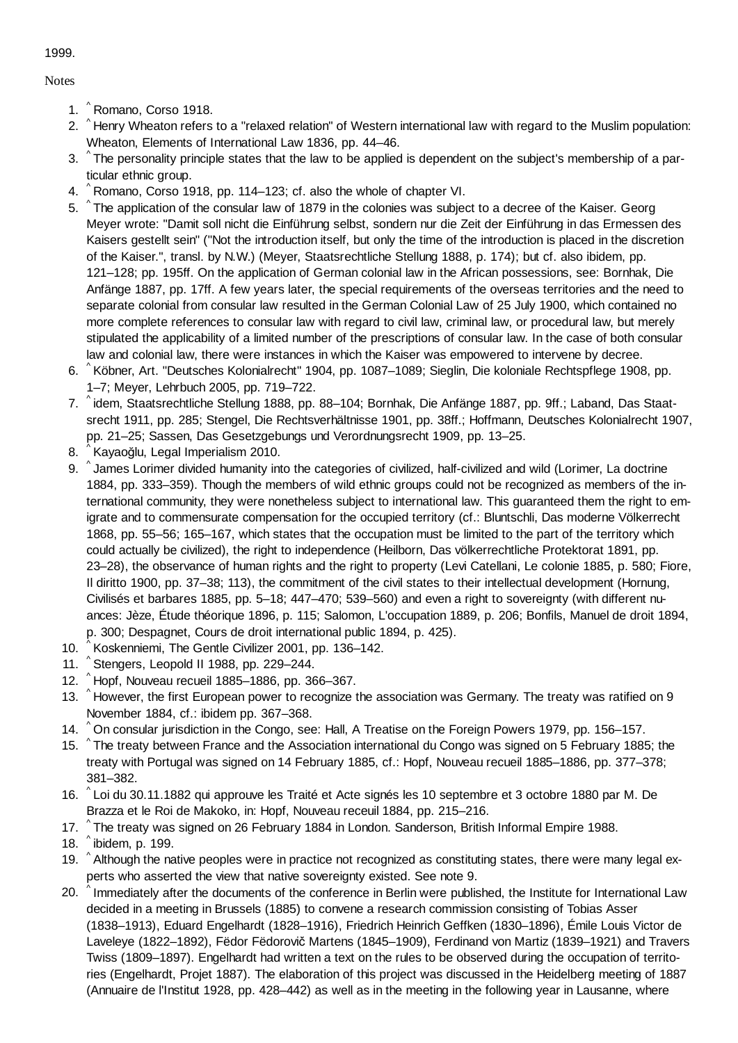1999.

Notes

1. ^ Romano, Corso 1918.
2. ^ Henry Wheaton refers to a "relaxed relation" of Western international law with regard to the Muslim population: Wheaton, Elements of International Law 1836, pp. 44–46.
3. ^ The personality principle states that the law to be applied is dependent on the subject's membership of a particular ethnic group.
4. ^ Romano, Corso 1918, pp. 114–123; cf. also the whole of chapter VI.
5. ^ The application of the consular law of 1879 in the colonies was subject to a decree of the Kaiser. Georg Meyer wrote: "Damit soll nicht die Einführung selbst, sondern nur die Zeit der Einführung in das Ermessen des Kaisers gestellt sein" ("Not the introduction itself, but only the time of the introduction is placed in the discretion of the Kaiser.", transl. by N.W.) (Meyer, Staatsrechtliche Stellung 1888, p. 174); but cf. also ibidem, pp. 121–128; pp. 195ff. On the application of German colonial law in the African possessions, see: Bornhak, Die Anfänge 1887, pp. 17ff. A few years later, the special requirements of the overseas territories and the need to separate colonial from consular law resulted in the German Colonial Law of 25 July 1900, which contained no more complete references to consular law with regard to civil law, criminal law, or procedural law, but merely stipulated the applicability of a limited number of the prescriptions of consular law. In the case of both consular law and colonial law, there were instances in which the Kaiser was empowered to intervene by decree.
6. ^ Köbner, Art. "Deutsches Kolonialrecht" 1904, pp. 1087–1089; Sieglin, Die koloniale Rechtspflege 1908, pp. 1–7; Meyer, Lehrbuch 2005, pp. 719–722.
7. ^ idem, Staatsrechtliche Stellung 1888, pp. 88–104; Bornhak, Die Anfänge 1887, pp. 9ff.; Laband, Das Staatsrecht 1911, pp. 285; Stengel, Die Rechtsverhältnisse 1901, pp. 38ff.; Hoffmann, Deutsches Kolonialrecht 1907, pp. 21–25; Sassen, Das Gesetzgebungs und Verordnungsrecht 1909, pp. 13–25.
8. ^ Kayaoğlu, Legal Imperialism 2010.
9. ^ James Lorimer divided humanity into the categories of civilized, half-civilized and wild (Lorimer, La doctrine 1884, pp. 333–359). Though the members of wild ethnic groups could not be recognized as members of the international community, they were nonetheless subject to international law. This guaranteed them the right to emigrate and to commensurate compensation for the occupied territory (cf.: Bluntschli, Das moderne Völkerrecht 1868, pp. 55–56; 165–167, which states that the occupation must be limited to the part of the territory which could actually be civilized), the right to independence (Heilborn, Das völkerrechtliche Protektorat 1891, pp. 23–28), the observance of human rights and the right to property (Levi Catellani, Le colonie 1885, p. 580; Fiore, Il diritto 1900, pp. 37–38; 113), the commitment of the civil states to their intellectual development (Hornung, Civilisés et barbares 1885, pp. 5–18; 447–470; 539–560) and even a right to sovereignty (with different nuances: Jèze, Étude théorique 1896, p. 115; Salomon, L'occupation 1889, p. 206; Bonfils, Manuel de droit 1894, p. 300; Despagnet, Cours de droit international public 1894, p. 425).
10. ^ Koskenniemi, The Gentle Civilizer 2001, pp. 136–142.
11. ^ Stengers, Leopold II 1988, pp. 229–244.
12. ^ Hopf, Nouveau recueil 1885–1886, pp. 366–367.
13. ^ However, the first European power to recognize the association was Germany. The treaty was ratified on 9 November 1884, cf.: ibidem pp. 367–368.
14. ^ On consular jurisdiction in the Congo, see: Hall, A Treatise on the Foreign Powers 1979, pp. 156–157.
15. ^ The treaty between France and the Association international du Congo was signed on 5 February 1885; the treaty with Portugal was signed on 14 February 1885, cf.: Hopf, Nouveau recueil 1885–1886, pp. 377–378; 381–382.
16. ^ Loi du 30.11.1882 qui approuve les Traité et Acte signés les 10 septembre et 3 octobre 1880 par M. De Brazza et le Roi de Makoko, in: Hopf, Nouveau receuil 1884, pp. 215–216.
17. ^ The treaty was signed on 26 February 1884 in London. Sanderson, British Informal Empire 1988.
18. ^ ibidem, p. 199.
19. ^ Although the native peoples were in practice not recognized as constituting states, there were many legal experts who asserted the view that native sovereignty existed. See note 9.
20. ^ Immediately after the documents of the conference in Berlin were published, the Institute for International Law decided in a meeting in Brussels (1885) to convene a research commission consisting of Tobias Asser (1838–1913), Eduard Engelhardt (1828–1916), Friedrich Heinrich Geffken (1830–1896), Émile Louis Victor de Laveleye (1822–1892), Fëdor Fëdorovič Martens (1845–1909), Ferdinand von Martiz (1839–1921) and Travers Twiss (1809–1897). Engelhardt had written a text on the rules to be observed during the occupation of territories (Engelhardt, Projet 1887). The elaboration of this project was discussed in the Heidelberg meeting of 1887 (Annuaire de l'Institut 1928, pp. 428–442) as well as in the meeting in the following year in Lausanne, where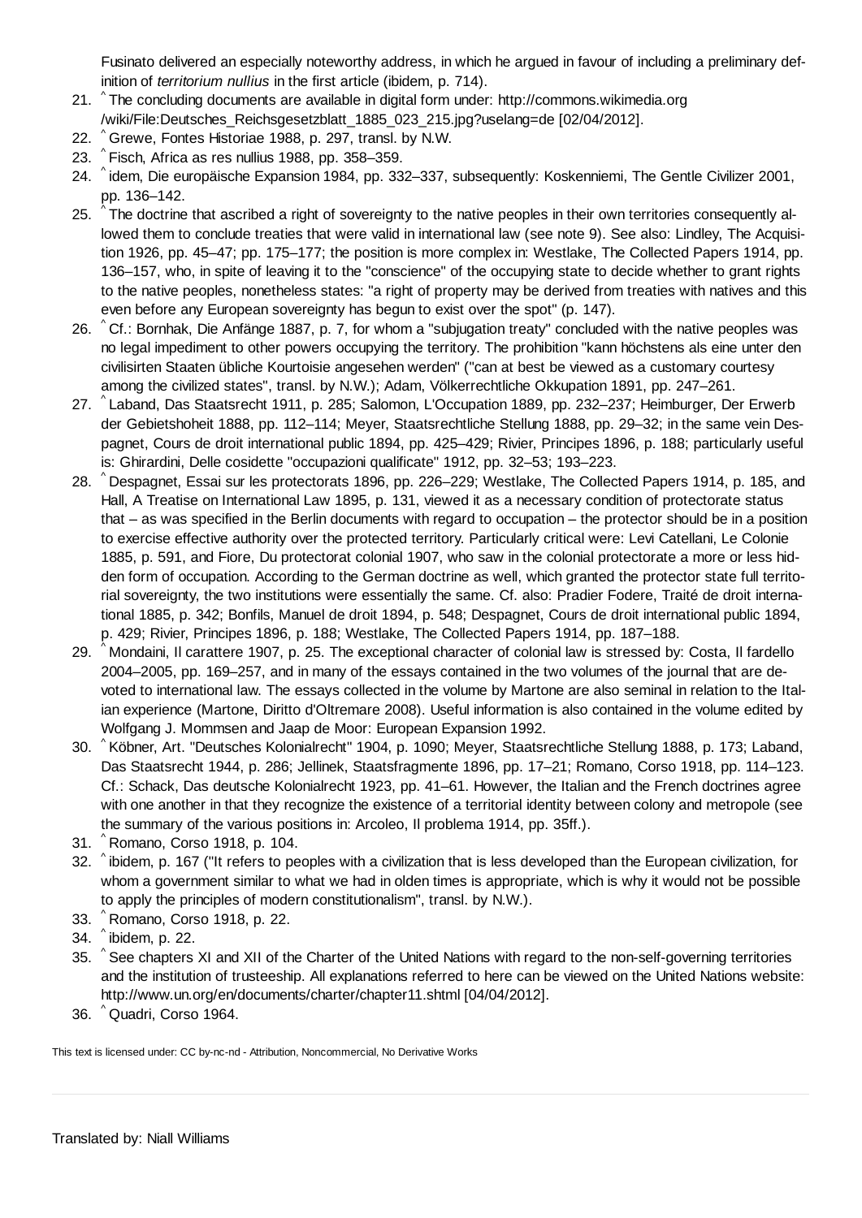Fusinato delivered an especially noteworthy address, in which he argued in favour of including a preliminary definition of *territorium nullius* in the first article (ibidem, p. 714).

21. ^ The concluding documents are available in digital form under: http://commons.wikimedia.org/wiki/File:Deutsches_Reichsgesetzblatt_1885_023_215.jpg?uselang=de [02/04/2012].
22. ^ Grewe, Fontes Historiae 1988, p. 297, transl. by N.W.
23. ^ Fisch, Africa as res nullius 1988, pp. 358–359.
24. ^ idem, Die europäische Expansion 1984, pp. 332–337, subsequently: Koskenniemi, The Gentle Civilizer 2001, pp. 136–142.
25. ^ The doctrine that ascribed a right of sovereignty to the native peoples in their own territories consequently allowed them to conclude treaties that were valid in international law (see note 9). See also: Lindley, The Acquisition 1926, pp. 45–47; pp. 175–177; the position is more complex in: Westlake, The Collected Papers 1914, pp. 136–157, who, in spite of leaving it to the "conscience" of the occupying state to decide whether to grant rights to the native peoples, nonetheless states: "a right of property may be derived from treaties with natives and this even before any European sovereignty has begun to exist over the spot" (p. 147).
26. ^ Cf.: Bornhak, Die Anfänge 1887, p. 7, for whom a "subjugation treaty" concluded with the native peoples was no legal impediment to other powers occupying the territory. The prohibition "kann höchstens als eine unter den civilisirten Staaten übliche Kourtoisie angesehen werden" ("can at best be viewed as a customary courtesy among the civilized states", transl. by N.W.); Adam, Völkerrechtliche Okkupation 1891, pp. 247–261.
27. ^ Laband, Das Staatsrecht 1911, p. 285; Salomon, L'Occupation 1889, pp. 232–237; Heimburger, Der Erwerb der Gebietshoheit 1888, pp. 112–114; Meyer, Staatsrechtliche Stellung 1888, pp. 29–32; in the same vein Despagnet, Cours de droit international public 1894, pp. 425–429; Rivier, Principes 1896, p. 188; particularly useful is: Ghirardini, Delle cosidette "occupazioni qualificate" 1912, pp. 32–53; 193–223.
28. ^ Despagnet, Essai sur les protectorats 1896, pp. 226–229; Westlake, The Collected Papers 1914, p. 185, and Hall, A Treatise on International Law 1895, p. 131, viewed it as a necessary condition of protectorate status that – as was specified in the Berlin documents with regard to occupation – the protector should be in a position to exercise effective authority over the protected territory. Particularly critical were: Levi Catellani, Le Colonie 1885, p. 591, and Fiore, Du protectorat colonial 1907, who saw in the colonial protectorate a more or less hidden form of occupation. According to the German doctrine as well, which granted the protector state full territorial sovereignty, the two institutions were essentially the same. Cf. also: Pradier Fodere, Traité de droit international 1885, p. 342; Bonfils, Manuel de droit 1894, p. 548; Despagnet, Cours de droit international public 1894, p. 429; Rivier, Principes 1896, p. 188; Westlake, The Collected Papers 1914, pp. 187–188.
29. ^ Mondaini, Il carattere 1907, p. 25. The exceptional character of colonial law is stressed by: Costa, Il fardello 2004–2005, pp. 169–257, and in many of the essays contained in the two volumes of the journal that are devoted to international law. The essays collected in the volume by Martone are also seminal in relation to the Italian experience (Martone, Diritto d'Oltremare 2008). Useful information is also contained in the volume edited by Wolfgang J. Mommsen and Jaap de Moor: European Expansion 1992.
30. ^ Köbner, Art. "Deutsches Kolonialrecht" 1904, p. 1090; Meyer, Staatsrechtliche Stellung 1888, p. 173; Laband, Das Staatsrecht 1944, p. 286; Jellinek, Staatsfragmente 1896, pp. 17–21; Romano, Corso 1918, pp. 114–123. Cf.: Schack, Das deutsche Kolonialrecht 1923, pp. 41–61. However, the Italian and the French doctrines agree with one another in that they recognize the existence of a territorial identity between colony and metropole (see the summary of the various positions in: Arcoleo, Il problema 1914, pp. 35ff.).
31. ^ Romano, Corso 1918, p. 104.
32. ^ ibidem, p. 167 ("It refers to peoples with a civilization that is less developed than the European civilization, for whom a government similar to what we had in olden times is appropriate, which is why it would not be possible to apply the principles of modern constitutionalism", transl. by N.W.).
33. ^ Romano, Corso 1918, p. 22.
34. ^ ibidem, p. 22.
35. ^ See chapters XI and XII of the Charter of the United Nations with regard to the non-self-governing territories and the institution of trusteeship. All explanations referred to here can be viewed on the United Nations website: http://www.un.org/en/documents/charter/chapter11.shtml [04/04/2012].
36. ^ Quadri, Corso 1964.

This text is licensed under: CC by-nc-nd - Attribution, Noncommercial, No Derivative Works

---

Translated by: Niall Williams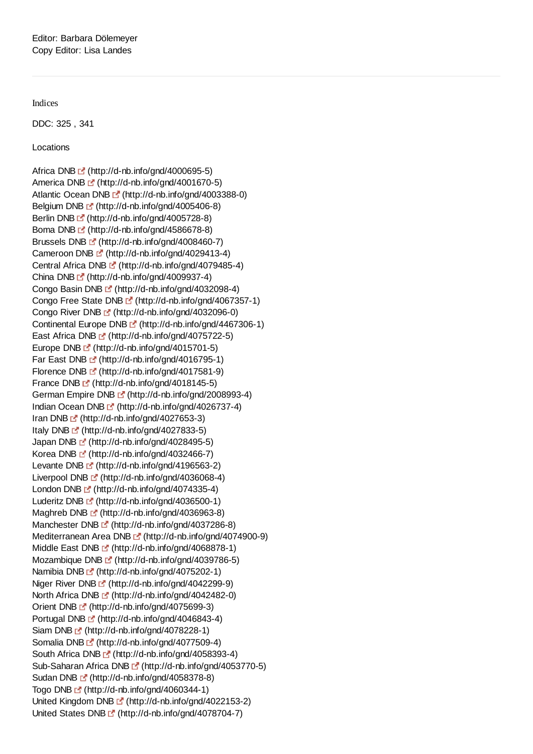Editor: Barbara Dölemeyer
Copy Editor: Lisa Landes

---

Indices

DDC: 325 , 341

Locations

Africa DNB (http://d-nb.info/gnd/4000695-5)
America DNB (http://d-nb.info/gnd/4001670-5)
Atlantic Ocean DNB (http://d-nb.info/gnd/4003388-0)
Belgium DNB (http://d-nb.info/gnd/4005406-8)
Berlin DNB (http://d-nb.info/gnd/4005728-8)
Boma DNB (http://d-nb.info/gnd/4586678-8)
Brussels DNB (http://d-nb.info/gnd/4008460-7)
Cameroon DNB (http://d-nb.info/gnd/4029413-4)
Central Africa DNB (http://d-nb.info/gnd/4079485-4)
China DNB (http://d-nb.info/gnd/4009937-4)
Congo Basin DNB (http://d-nb.info/gnd/4032098-4)
Congo Free State DNB (http://d-nb.info/gnd/4067357-1)
Congo River DNB (http://d-nb.info/gnd/4032096-0)
Continental Europe DNB (http://d-nb.info/gnd/4467306-1)
East Africa DNB (http://d-nb.info/gnd/4075722-5)
Europe DNB (http://d-nb.info/gnd/4015701-5)
Far East DNB (http://d-nb.info/gnd/4016795-1)
Florence DNB (http://d-nb.info/gnd/4017581-9)
France DNB (http://d-nb.info/gnd/4018145-5)
German Empire DNB (http://d-nb.info/gnd/2008993-4)
Indian Ocean DNB (http://d-nb.info/gnd/4026737-4)
Iran DNB (http://d-nb.info/gnd/4027653-3)
Italy DNB (http://d-nb.info/gnd/4027833-5)
Japan DNB (http://d-nb.info/gnd/4028495-5)
Korea DNB (http://d-nb.info/gnd/4032466-7)
Levante DNB (http://d-nb.info/gnd/4196563-2)
Liverpool DNB (http://d-nb.info/gnd/4036068-4)
London DNB (http://d-nb.info/gnd/4074335-4)
Luderitz DNB (http://d-nb.info/gnd/4036500-1)
Maghreb DNB (http://d-nb.info/gnd/4036963-8)
Manchester DNB (http://d-nb.info/gnd/4037286-8)
Mediterranean Area DNB (http://d-nb.info/gnd/4074900-9)
Middle East DNB (http://d-nb.info/gnd/4068878-1)
Mozambique DNB (http://d-nb.info/gnd/4039786-5)
Namibia DNB (http://d-nb.info/gnd/4075202-1)
Niger River DNB (http://d-nb.info/gnd/4042299-9)
North Africa DNB (http://d-nb.info/gnd/4042482-0)
Orient DNB (http://d-nb.info/gnd/4075699-3)
Portugal DNB (http://d-nb.info/gnd/4046843-4)
Siam DNB (http://d-nb.info/gnd/4078228-1)
Somalia DNB (http://d-nb.info/gnd/4077509-4)
South Africa DNB (http://d-nb.info/gnd/4058393-4)
Sub-Saharan Africa DNB (http://d-nb.info/gnd/4053770-5)
Sudan DNB (http://d-nb.info/gnd/4058378-8)
Togo DNB (http://d-nb.info/gnd/4060344-1)
United Kingdom DNB (http://d-nb.info/gnd/4022153-2)
United States DNB (http://d-nb.info/gnd/4078704-7)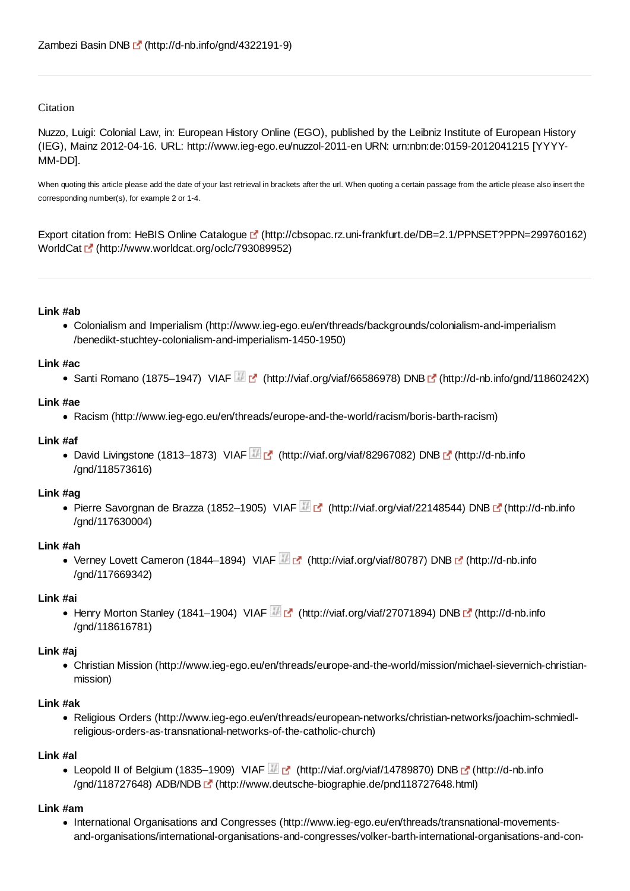Zambezi Basin DNB (http://d-nb.info/gnd/4322191-9)

---

Citation

Nuzzo, Luigi: Colonial Law, in: European History Online (EGO), published by the Leibniz Institute of European History (IEG), Mainz 2012-04-16. URL: http://www.ieg-ego.eu/nuzzol-2011-en URN: urn:nbn:de:0159-2012041215 [YYYY-MM-DD].

When quoting this article please add the date of your last retrieval in brackets after the url. When quoting a certain passage from the article please also insert the corresponding number(s), for example 2 or 1-4.

Export citation from: HeBIS Online Catalogue (http://cbsopac.rz.uni-frankfurt.de/DB=2.1/PPNSET?PPN=299760162)
WorldCat (http://www.worldcat.org/oclc/793089952)

---

**Link #ab**

- Colonialism and Imperialism (http://www.ieg-ego.eu/en/threads/backgrounds/colonialism-and-imperialism/benedikt-stuchtey-colonialism-and-imperialism-1450-1950)

**Link #ac**

- Santi Romano (1875–1947) VIAF (http://viaf.org/viaf/66586978) DNB (http://d-nb.info/gnd/11860242X)

**Link #ae**

- Racism (http://www.ieg-ego.eu/en/threads/europe-and-the-world/racism/boris-barth-racism)

**Link #af**

- David Livingstone (1813–1873) VIAF (http://viaf.org/viaf/82967082) DNB (http://d-nb.info/gnd/118573616)

**Link #ag**

- Pierre Savorgnan de Brazza (1852–1905) VIAF (http://viaf.org/viaf/22148544) DNB (http://d-nb.info/gnd/117630004)

**Link #ah**

- Verney Lovett Cameron (1844–1894) VIAF (http://viaf.org/viaf/80787) DNB (http://d-nb.info/gnd/117669342)

**Link #ai**

- Henry Morton Stanley (1841–1904) VIAF (http://viaf.org/viaf/27071894) DNB (http://d-nb.info/gnd/118616781)

**Link #aj**

- Christian Mission (http://www.ieg-ego.eu/en/threads/europe-and-the-world/mission/michael-sievernich-christian-mission)

**Link #ak**

- Religious Orders (http://www.ieg-ego.eu/en/threads/european-networks/christian-networks/joachim-schmiedl-religious-orders-as-transnational-networks-of-the-catholic-church)

**Link #al**

- Leopold II of Belgium (1835–1909) VIAF (http://viaf.org/viaf/14789870) DNB (http://d-nb.info/gnd/118727648) ADB/NDB (http://www.deutsche-biographie.de/pnd118727648.html)

**Link #am**

- International Organisations and Congresses (http://www.ieg-ego.eu/en/threads/transnational-movements-and-organisations/international-organisations-and-congresses/volker-barth-international-organisations-and-con-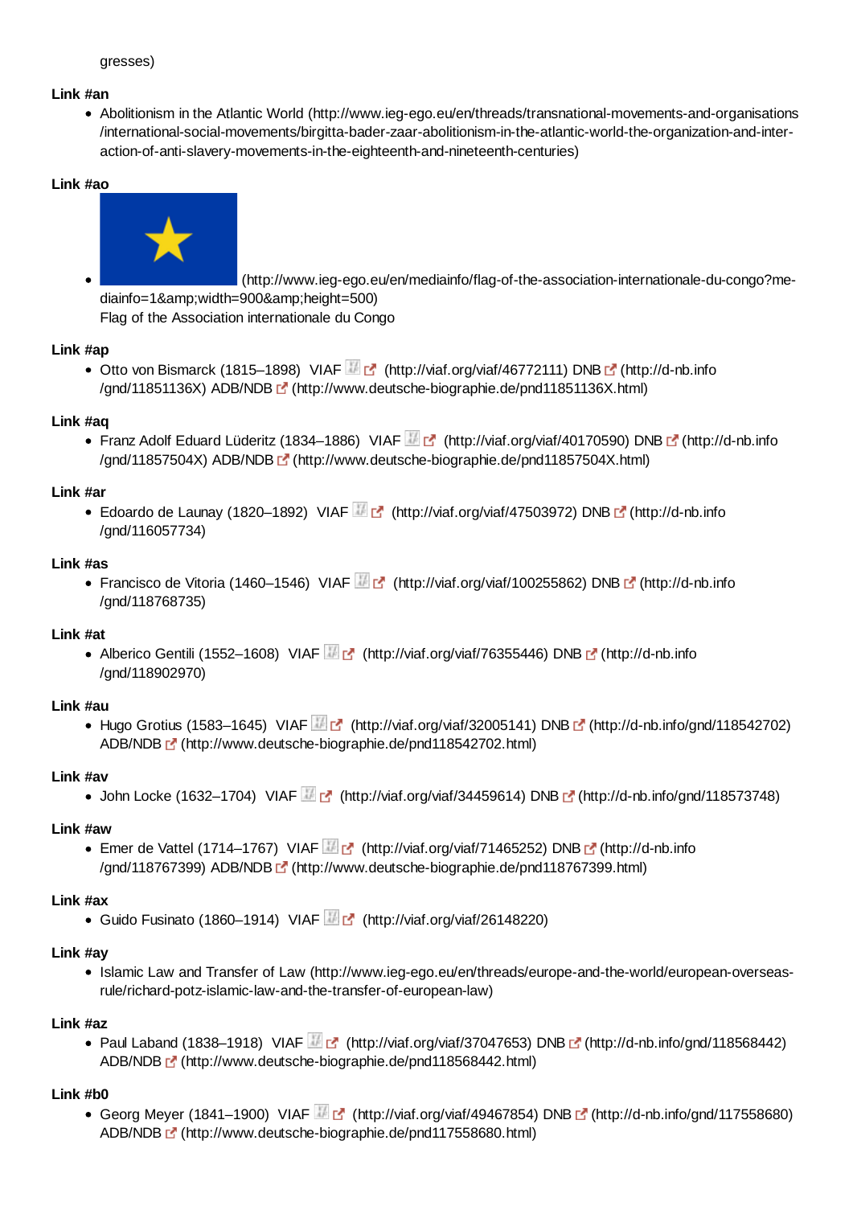gresses)

**Link #an**

- Abolitionism in the Atlantic World (http://www.ieg-ego.eu/en/threads/transnational-movements-and-organisations/international-social-movements/birgitta-bader-zaar-abolitionism-in-the-atlantic-world-the-organization-and-interaction-of-anti-slavery-movements-in-the-eighteenth-and-nineteenth-centuries)

**Link #ao**

- (http://www.ieg-ego.eu/en/mediainfo/flag-of-the-association-internationale-du-congo?mediainfo=1&amp;width=900&amp;height=500)
  Flag of the Association internationale du Congo

**Link #ap**

- Otto von Bismarck (1815–1898) VIAF (http://viaf.org/viaf/46772111) DNB (http://d-nb.info/gnd/11851136X) ADB/NDB (http://www.deutsche-biographie.de/pnd11851136X.html)

**Link #aq**

- Franz Adolf Eduard Lüderitz (1834–1886) VIAF (http://viaf.org/viaf/40170590) DNB (http://d-nb.info/gnd/11857504X) ADB/NDB (http://www.deutsche-biographie.de/pnd11857504X.html)

**Link #ar**

- Edoardo de Launay (1820–1892) VIAF (http://viaf.org/viaf/47503972) DNB (http://d-nb.info/gnd/116057734)

**Link #as**

- Francisco de Vitoria (1460–1546) VIAF (http://viaf.org/viaf/100255862) DNB (http://d-nb.info/gnd/118768735)

**Link #at**

- Alberico Gentili (1552–1608) VIAF (http://viaf.org/viaf/76355446) DNB (http://d-nb.info/gnd/118902970)

**Link #au**

- Hugo Grotius (1583–1645) VIAF (http://viaf.org/viaf/32005141) DNB (http://d-nb.info/gnd/118542702) ADB/NDB (http://www.deutsche-biographie.de/pnd118542702.html)

**Link #av**

- John Locke (1632–1704) VIAF (http://viaf.org/viaf/34459614) DNB (http://d-nb.info/gnd/118573748)

**Link #aw**

- Emer de Vattel (1714–1767) VIAF (http://viaf.org/viaf/71465252) DNB (http://d-nb.info/gnd/118767399) ADB/NDB (http://www.deutsche-biographie.de/pnd118767399.html)

**Link #ax**

- Guido Fusinato (1860–1914) VIAF (http://viaf.org/viaf/26148220)

**Link #ay**

- Islamic Law and Transfer of Law (http://www.ieg-ego.eu/en/threads/europe-and-the-world/european-overseas-rule/richard-potz-islamic-law-and-the-transfer-of-european-law)

**Link #az**

- Paul Laband (1838–1918) VIAF (http://viaf.org/viaf/37047653) DNB (http://d-nb.info/gnd/118568442) ADB/NDB (http://www.deutsche-biographie.de/pnd118568442.html)

**Link #b0**

- Georg Meyer (1841–1900) VIAF (http://viaf.org/viaf/49467854) DNB (http://d-nb.info/gnd/117558680) ADB/NDB (http://www.deutsche-biographie.de/pnd117558680.html)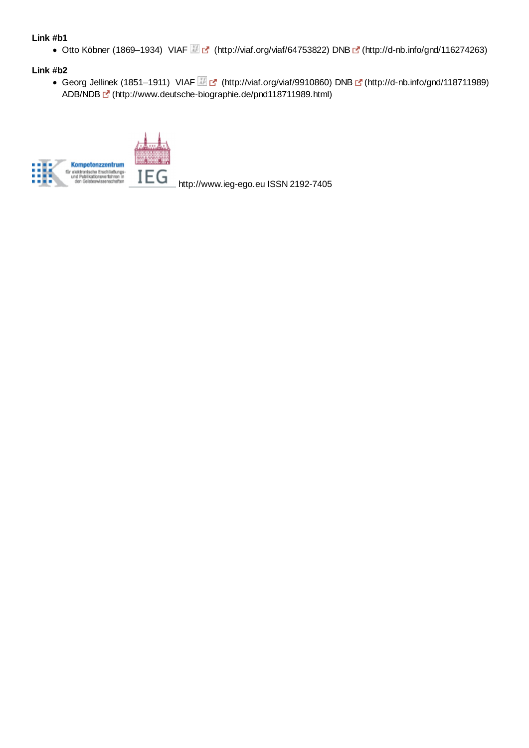**Link #b1**

- Otto Köbner (1869–1934) VIAF (http://viaf.org/viaf/64753822) DNB (http://d-nb.info/gnd/116274263)

**Link #b2**

- Georg Jellinek (1851–1911) VIAF (http://viaf.org/viaf/9910860) DNB (http://d-nb.info/gnd/118711989) ADB/NDB (http://www.deutsche-biographie.de/pnd118711989.html)

http://www.ieg-ego.eu ISSN 2192-7405